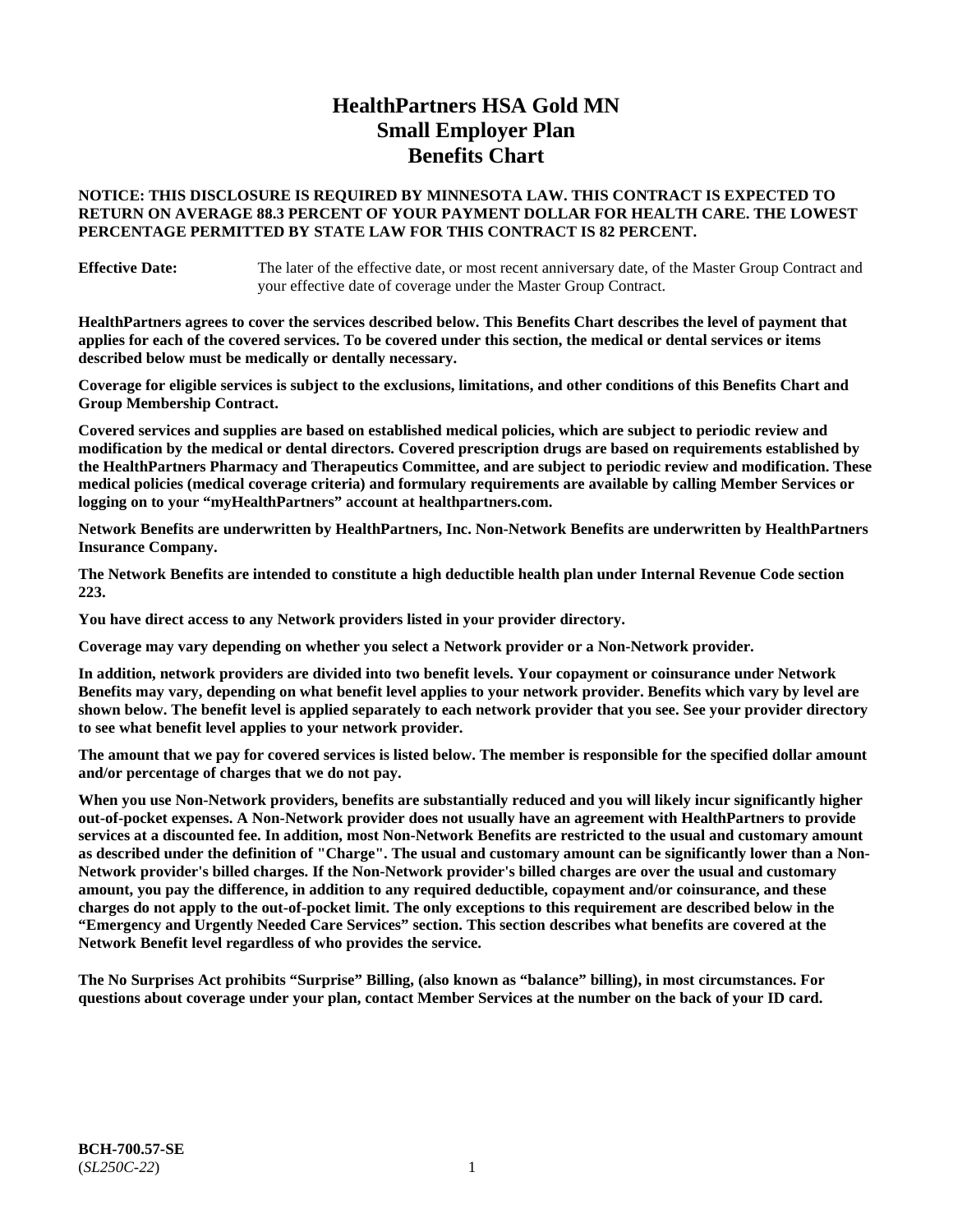# HealthPartners HSA Gold MN
# Small Employer Plan
# Benefits Chart

**NOTICE: THIS DISCLOSURE IS REQUIRED BY MINNESOTA LAW. THIS CONTRACT IS EXPECTED TO RETURN ON AVERAGE 88.3 PERCENT OF YOUR PAYMENT DOLLAR FOR HEALTH CARE. THE LOWEST PERCENTAGE PERMITTED BY STATE LAW FOR THIS CONTRACT IS 82 PERCENT.**

**Effective Date:** The later of the effective date, or most recent anniversary date, of the Master Group Contract and your effective date of coverage under the Master Group Contract.

**HealthPartners agrees to cover the services described below. This Benefits Chart describes the level of payment that applies for each of the covered services. To be covered under this section, the medical or dental services or items described below must be medically or dentally necessary.**

**Coverage for eligible services is subject to the exclusions, limitations, and other conditions of this Benefits Chart and Group Membership Contract.**

**Covered services and supplies are based on established medical policies, which are subject to periodic review and modification by the medical or dental directors. Covered prescription drugs are based on requirements established by the HealthPartners Pharmacy and Therapeutics Committee, and are subject to periodic review and modification. These medical policies (medical coverage criteria) and formulary requirements are available by calling Member Services or logging on to your "myHealthPartners" account at healthpartners.com.**

**Network Benefits are underwritten by HealthPartners, Inc. Non-Network Benefits are underwritten by HealthPartners Insurance Company.**

**The Network Benefits are intended to constitute a high deductible health plan under Internal Revenue Code section 223.**

**You have direct access to any Network providers listed in your provider directory.**

**Coverage may vary depending on whether you select a Network provider or a Non-Network provider.**

**In addition, network providers are divided into two benefit levels. Your copayment or coinsurance under Network Benefits may vary, depending on what benefit level applies to your network provider. Benefits which vary by level are shown below. The benefit level is applied separately to each network provider that you see. See your provider directory to see what benefit level applies to your network provider.**

**The amount that we pay for covered services is listed below. The member is responsible for the specified dollar amount and/or percentage of charges that we do not pay.**

**When you use Non-Network providers, benefits are substantially reduced and you will likely incur significantly higher out-of-pocket expenses. A Non-Network provider does not usually have an agreement with HealthPartners to provide services at a discounted fee. In addition, most Non-Network Benefits are restricted to the usual and customary amount as described under the definition of "Charge". The usual and customary amount can be significantly lower than a Non-Network provider's billed charges. If the Non-Network provider's billed charges are over the usual and customary amount, you pay the difference, in addition to any required deductible, copayment and/or coinsurance, and these charges do not apply to the out-of-pocket limit. The only exceptions to this requirement are described below in the "Emergency and Urgently Needed Care Services" section. This section describes what benefits are covered at the Network Benefit level regardless of who provides the service.**

**The No Surprises Act prohibits "Surprise" Billing, (also known as "balance" billing), in most circumstances. For questions about coverage under your plan, contact Member Services at the number on the back of your ID card.**

**BCH-700.57-SE**
(*SL250C-22*)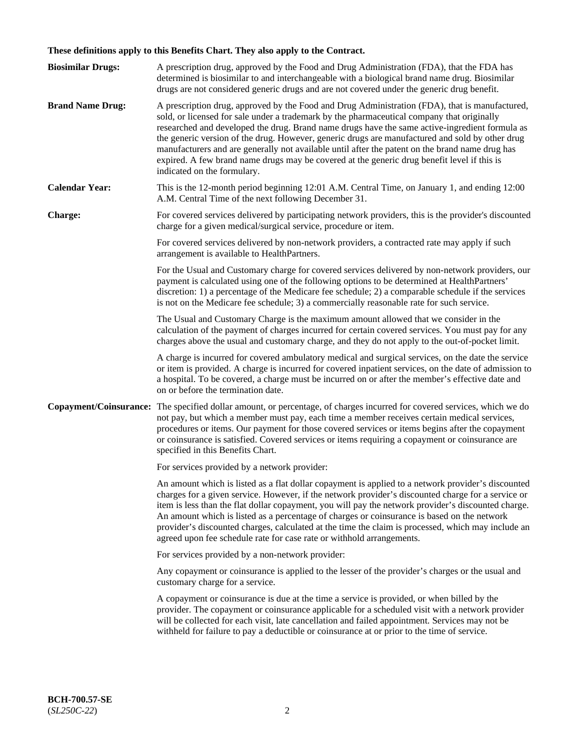**These definitions apply to this Benefits Chart. They also apply to the Contract.**

**Biosimilar Drugs:** A prescription drug, approved by the Food and Drug Administration (FDA), that the FDA has determined is biosimilar to and interchangeable with a biological brand name drug. Biosimilar drugs are not considered generic drugs and are not covered under the generic drug benefit.

**Brand Name Drug:** A prescription drug, approved by the Food and Drug Administration (FDA), that is manufactured, sold, or licensed for sale under a trademark by the pharmaceutical company that originally researched and developed the drug. Brand name drugs have the same active-ingredient formula as the generic version of the drug. However, generic drugs are manufactured and sold by other drug manufacturers and are generally not available until after the patent on the brand name drug has expired. A few brand name drugs may be covered at the generic drug benefit level if this is indicated on the formulary.

**Calendar Year:** This is the 12-month period beginning 12:01 A.M. Central Time, on January 1, and ending 12:00 A.M. Central Time of the next following December 31.

**Charge:** For covered services delivered by participating network providers, this is the provider's discounted charge for a given medical/surgical service, procedure or item.

For covered services delivered by non-network providers, a contracted rate may apply if such arrangement is available to HealthPartners.

For the Usual and Customary charge for covered services delivered by non-network providers, our payment is calculated using one of the following options to be determined at HealthPartners' discretion: 1) a percentage of the Medicare fee schedule; 2) a comparable schedule if the services is not on the Medicare fee schedule; 3) a commercially reasonable rate for such service.

The Usual and Customary Charge is the maximum amount allowed that we consider in the calculation of the payment of charges incurred for certain covered services. You must pay for any charges above the usual and customary charge, and they do not apply to the out-of-pocket limit.

A charge is incurred for covered ambulatory medical and surgical services, on the date the service or item is provided. A charge is incurred for covered inpatient services, on the date of admission to a hospital. To be covered, a charge must be incurred on or after the member's effective date and on or before the termination date.

**Copayment/Coinsurance:** The specified dollar amount, or percentage, of charges incurred for covered services, which we do not pay, but which a member must pay, each time a member receives certain medical services, procedures or items. Our payment for those covered services or items begins after the copayment or coinsurance is satisfied. Covered services or items requiring a copayment or coinsurance are specified in this Benefits Chart.

For services provided by a network provider:

An amount which is listed as a flat dollar copayment is applied to a network provider's discounted charges for a given service. However, if the network provider's discounted charge for a service or item is less than the flat dollar copayment, you will pay the network provider's discounted charge. An amount which is listed as a percentage of charges or coinsurance is based on the network provider's discounted charges, calculated at the time the claim is processed, which may include an agreed upon fee schedule rate for case rate or withhold arrangements.

For services provided by a non-network provider:

Any copayment or coinsurance is applied to the lesser of the provider's charges or the usual and customary charge for a service.

A copayment or coinsurance is due at the time a service is provided, or when billed by the provider. The copayment or coinsurance applicable for a scheduled visit with a network provider will be collected for each visit, late cancellation and failed appointment. Services may not be withheld for failure to pay a deductible or coinsurance at or prior to the time of service.

**BCH-700.57-SE**
(*SL250C-22*)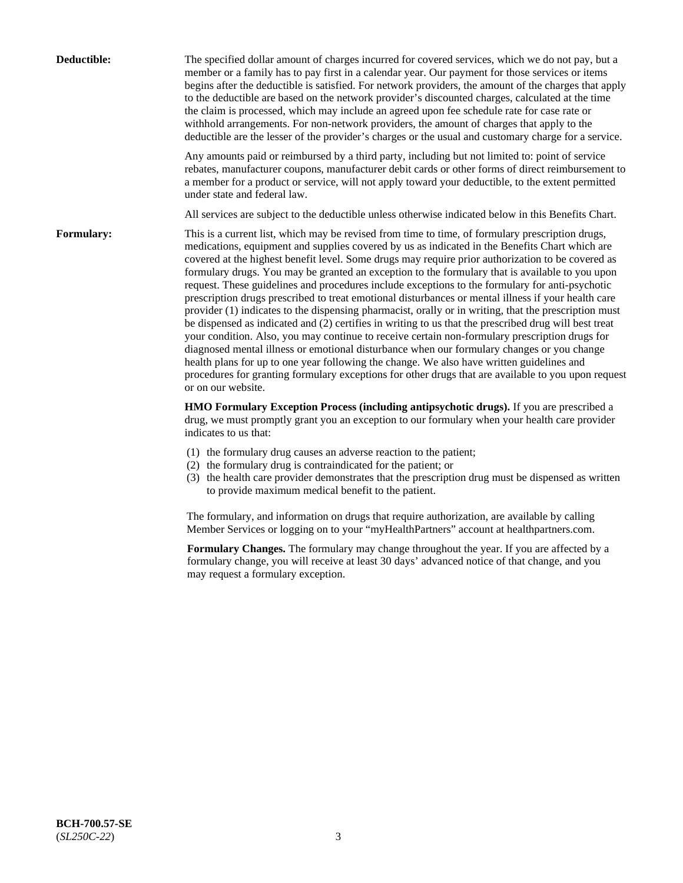**Deductible:** The specified dollar amount of charges incurred for covered services, which we do not pay, but a member or a family has to pay first in a calendar year. Our payment for those services or items begins after the deductible is satisfied. For network providers, the amount of the charges that apply to the deductible are based on the network provider's discounted charges, calculated at the time the claim is processed, which may include an agreed upon fee schedule rate for case rate or withhold arrangements. For non-network providers, the amount of charges that apply to the deductible are the lesser of the provider's charges or the usual and customary charge for a service.

Any amounts paid or reimbursed by a third party, including but not limited to: point of service rebates, manufacturer coupons, manufacturer debit cards or other forms of direct reimbursement to a member for a product or service, will not apply toward your deductible, to the extent permitted under state and federal law.

All services are subject to the deductible unless otherwise indicated below in this Benefits Chart.

**Formulary:** This is a current list, which may be revised from time to time, of formulary prescription drugs, medications, equipment and supplies covered by us as indicated in the Benefits Chart which are covered at the highest benefit level. Some drugs may require prior authorization to be covered as formulary drugs. You may be granted an exception to the formulary that is available to you upon request. These guidelines and procedures include exceptions to the formulary for anti-psychotic prescription drugs prescribed to treat emotional disturbances or mental illness if your health care provider (1) indicates to the dispensing pharmacist, orally or in writing, that the prescription must be dispensed as indicated and (2) certifies in writing to us that the prescribed drug will best treat your condition. Also, you may continue to receive certain non-formulary prescription drugs for diagnosed mental illness or emotional disturbance when our formulary changes or you change health plans for up to one year following the change. We also have written guidelines and procedures for granting formulary exceptions for other drugs that are available to you upon request or on our website.

**HMO Formulary Exception Process (including antipsychotic drugs).** If you are prescribed a drug, we must promptly grant you an exception to our formulary when your health care provider indicates to us that:

(1) the formulary drug causes an adverse reaction to the patient;
(2) the formulary drug is contraindicated for the patient; or
(3) the health care provider demonstrates that the prescription drug must be dispensed as written to provide maximum medical benefit to the patient.

The formulary, and information on drugs that require authorization, are available by calling Member Services or logging on to your "myHealthPartners" account at healthpartners.com.

**Formulary Changes.** The formulary may change throughout the year. If you are affected by a formulary change, you will receive at least 30 days' advanced notice of that change, and you may request a formulary exception.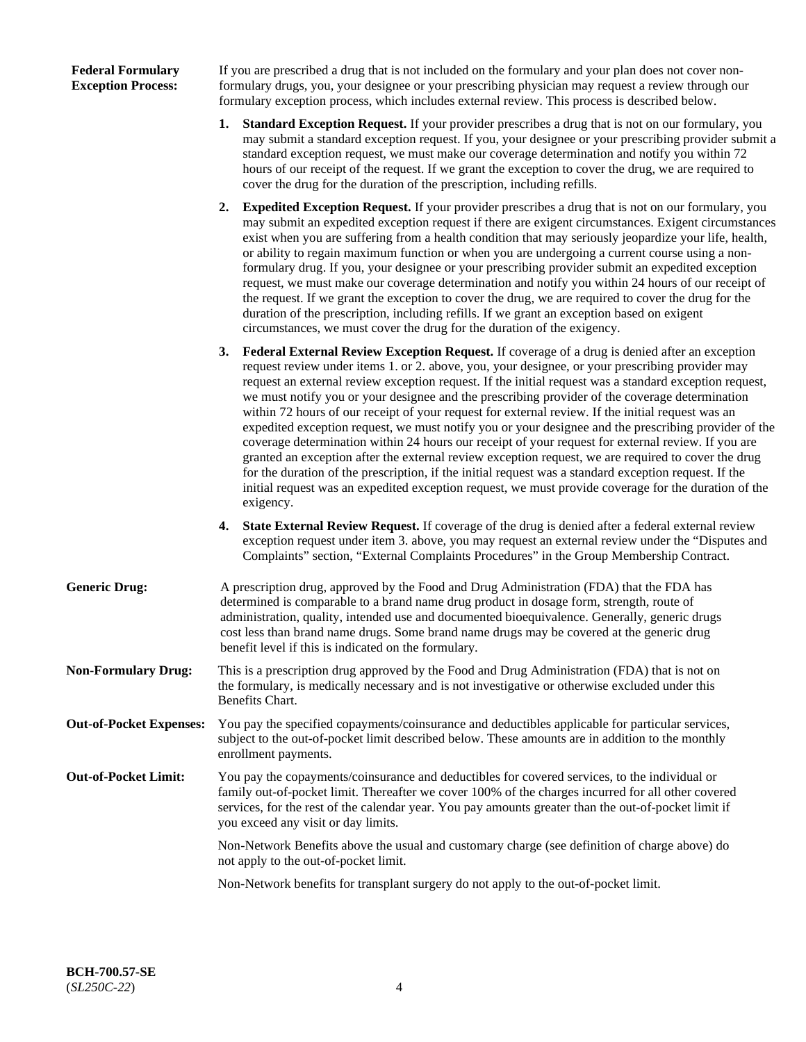**Federal Formulary Exception Process:** If you are prescribed a drug that is not included on the formulary and your plan does not cover non-formulary drugs, you, your designee or your prescribing physician may request a review through our formulary exception process, which includes external review. This process is described below.

1. **Standard Exception Request.** If your provider prescribes a drug that is not on our formulary, you may submit a standard exception request. If you, your designee or your prescribing provider submit a standard exception request, we must make our coverage determination and notify you within 72 hours of our receipt of the request. If we grant the exception to cover the drug, we are required to cover the drug for the duration of the prescription, including refills.

2. **Expedited Exception Request.** If your provider prescribes a drug that is not on our formulary, you may submit an expedited exception request if there are exigent circumstances. Exigent circumstances exist when you are suffering from a health condition that may seriously jeopardize your life, health, or ability to regain maximum function or when you are undergoing a current course using a non-formulary drug. If you, your designee or your prescribing provider submit an expedited exception request, we must make our coverage determination and notify you within 24 hours of our receipt of the request. If we grant the exception to cover the drug, we are required to cover the drug for the duration of the prescription, including refills. If we grant an exception based on exigent circumstances, we must cover the drug for the duration of the exigency.

3. **Federal External Review Exception Request.** If coverage of a drug is denied after an exception request review under items 1. or 2. above, you, your designee, or your prescribing provider may request an external review exception request. If the initial request was a standard exception request, we must notify you or your designee and the prescribing provider of the coverage determination within 72 hours of our receipt of your request for external review. If the initial request was an expedited exception request, we must notify you or your designee and the prescribing provider of the coverage determination within 24 hours our receipt of your request for external review. If you are granted an exception after the external review exception request, we are required to cover the drug for the duration of the prescription, if the initial request was a standard exception request. If the initial request was an expedited exception request, we must provide coverage for the duration of the exigency.

4. **State External Review Request.** If coverage of the drug is denied after a federal external review exception request under item 3. above, you may request an external review under the "Disputes and Complaints" section, "External Complaints Procedures" in the Group Membership Contract.

**Generic Drug:** A prescription drug, approved by the Food and Drug Administration (FDA) that the FDA has determined is comparable to a brand name drug product in dosage form, strength, route of administration, quality, intended use and documented bioequivalence. Generally, generic drugs cost less than brand name drugs. Some brand name drugs may be covered at the generic drug benefit level if this is indicated on the formulary.

**Non-Formulary Drug:** This is a prescription drug approved by the Food and Drug Administration (FDA) that is not on the formulary, is medically necessary and is not investigative or otherwise excluded under this Benefits Chart.

**Out-of-Pocket Expenses:** You pay the specified copayments/coinsurance and deductibles applicable for particular services, subject to the out-of-pocket limit described below. These amounts are in addition to the monthly enrollment payments.

**Out-of-Pocket Limit:** You pay the copayments/coinsurance and deductibles for covered services, to the individual or family out-of-pocket limit. Thereafter we cover 100% of the charges incurred for all other covered services, for the rest of the calendar year. You pay amounts greater than the out-of-pocket limit if you exceed any visit or day limits.

Non-Network Benefits above the usual and customary charge (see definition of charge above) do not apply to the out-of-pocket limit.

Non-Network benefits for transplant surgery do not apply to the out-of-pocket limit.

**BCH-700.57-SE**
(*SL250C-22*)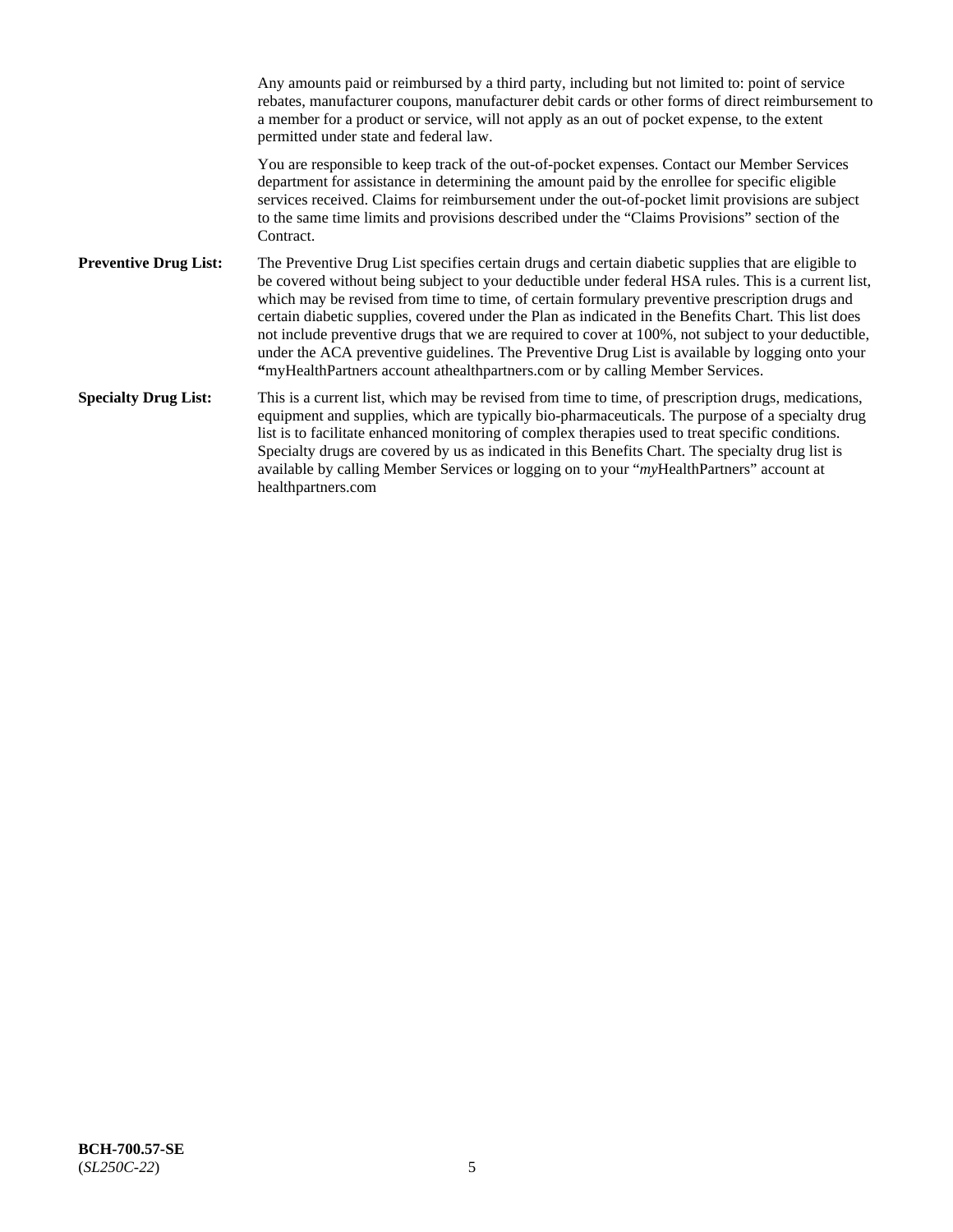Any amounts paid or reimbursed by a third party, including but not limited to: point of service rebates, manufacturer coupons, manufacturer debit cards or other forms of direct reimbursement to a member for a product or service, will not apply as an out of pocket expense, to the extent permitted under state and federal law.

You are responsible to keep track of the out-of-pocket expenses. Contact our Member Services department for assistance in determining the amount paid by the enrollee for specific eligible services received. Claims for reimbursement under the out-of-pocket limit provisions are subject to the same time limits and provisions described under the "Claims Provisions" section of the Contract.

**Preventive Drug List:** The Preventive Drug List specifies certain drugs and certain diabetic supplies that are eligible to be covered without being subject to your deductible under federal HSA rules. This is a current list, which may be revised from time to time, of certain formulary preventive prescription drugs and certain diabetic supplies, covered under the Plan as indicated in the Benefits Chart. This list does not include preventive drugs that we are required to cover at 100%, not subject to your deductible, under the ACA preventive guidelines. The Preventive Drug List is available by logging onto your **"**myHealthPartners account athealthpartners.com or by calling Member Services.

**Specialty Drug List:** This is a current list, which may be revised from time to time, of prescription drugs, medications, equipment and supplies, which are typically bio-pharmaceuticals. The purpose of a specialty drug list is to facilitate enhanced monitoring of complex therapies used to treat specific conditions. Specialty drugs are covered by us as indicated in this Benefits Chart. The specialty drug list is available by calling Member Services or logging on to your "*my*HealthPartners" account at healthpartners.com

**BCH-700.57-SE**
(*SL250C-22*)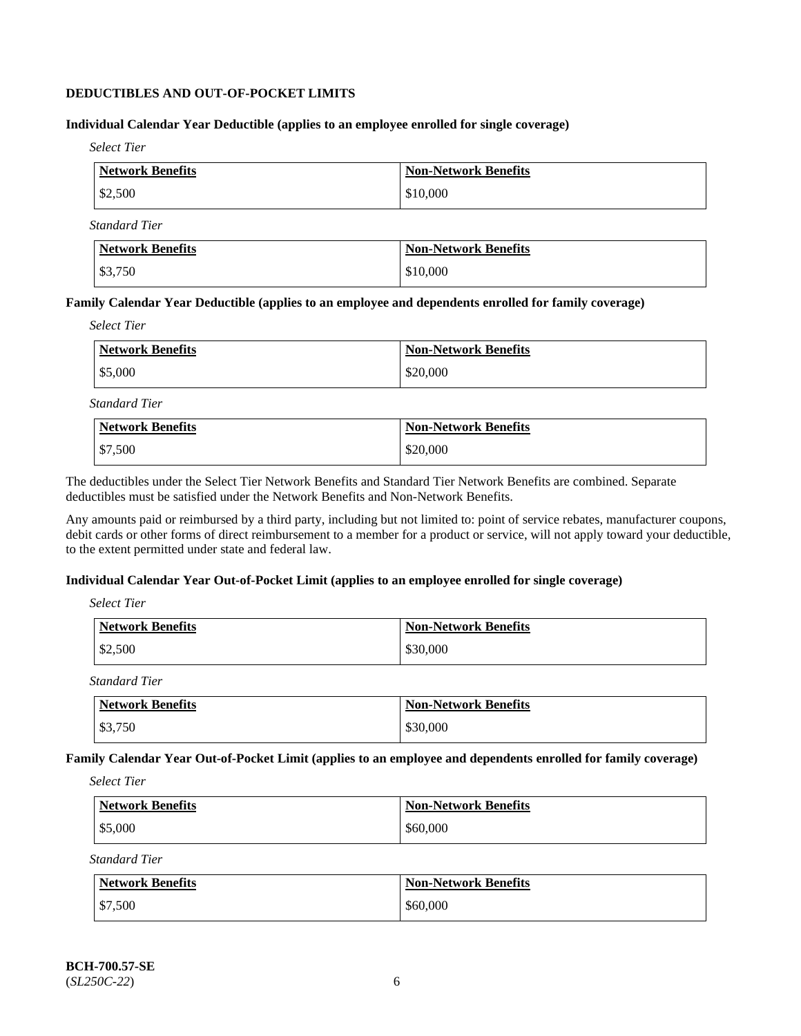## DEDUCTIBLES AND OUT-OF-POCKET LIMITS

### Individual Calendar Year Deductible (applies to an employee enrolled for single coverage)

*Select Tier*

| Network Benefits | Non-Network Benefits |
|---|---|
| $2,500 | $10,000 |

*Standard Tier*

| Network Benefits | Non-Network Benefits |
|---|---|
| $3,750 | $10,000 |

### Family Calendar Year Deductible (applies to an employee and dependents enrolled for family coverage)

*Select Tier*

| Network Benefits | Non-Network Benefits |
|---|---|
| $5,000 | $20,000 |

*Standard Tier*

| Network Benefits | Non-Network Benefits |
|---|---|
| $7,500 | $20,000 |

The deductibles under the Select Tier Network Benefits and Standard Tier Network Benefits are combined. Separate deductibles must be satisfied under the Network Benefits and Non-Network Benefits.

Any amounts paid or reimbursed by a third party, including but not limited to: point of service rebates, manufacturer coupons, debit cards or other forms of direct reimbursement to a member for a product or service, will not apply toward your deductible, to the extent permitted under state and federal law.

### Individual Calendar Year Out-of-Pocket Limit (applies to an employee enrolled for single coverage)

*Select Tier*

| Network Benefits | Non-Network Benefits |
|---|---|
| $2,500 | $30,000 |

*Standard Tier*

| Network Benefits | Non-Network Benefits |
|---|---|
| $3,750 | $30,000 |

### Family Calendar Year Out-of-Pocket Limit (applies to an employee and dependents enrolled for family coverage)

*Select Tier*

| Network Benefits | Non-Network Benefits |
|---|---|
| $5,000 | $60,000 |

*Standard Tier*

| Network Benefits | Non-Network Benefits |
|---|---|
| $7,500 | $60,000 |

**BCH-700.57-SE**
(*SL250C-22*)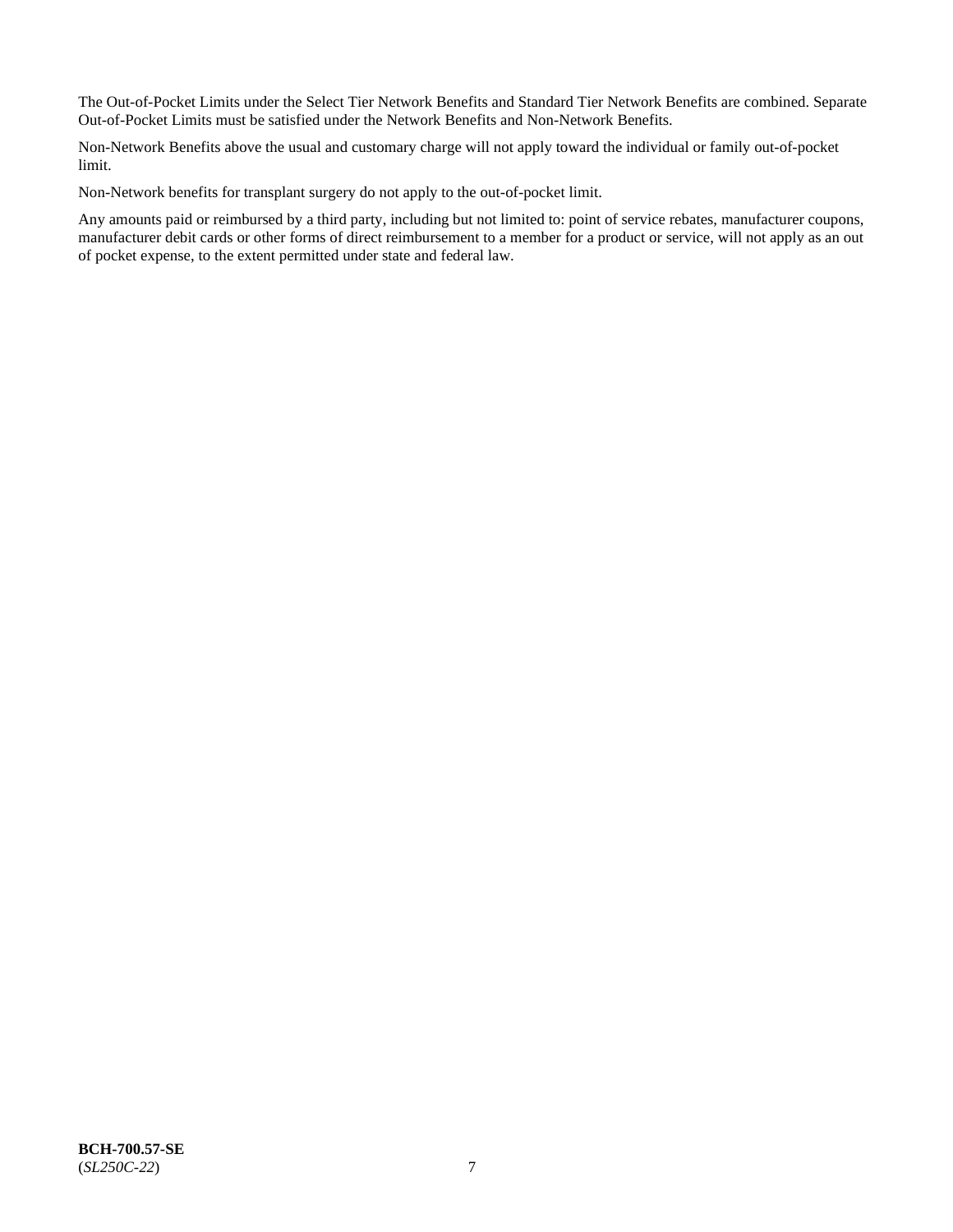The Out-of-Pocket Limits under the Select Tier Network Benefits and Standard Tier Network Benefits are combined. Separate Out-of-Pocket Limits must be satisfied under the Network Benefits and Non-Network Benefits.

Non-Network Benefits above the usual and customary charge will not apply toward the individual or family out-of-pocket limit.

Non-Network benefits for transplant surgery do not apply to the out-of-pocket limit.

Any amounts paid or reimbursed by a third party, including but not limited to: point of service rebates, manufacturer coupons, manufacturer debit cards or other forms of direct reimbursement to a member for a product or service, will not apply as an out of pocket expense, to the extent permitted under state and federal law.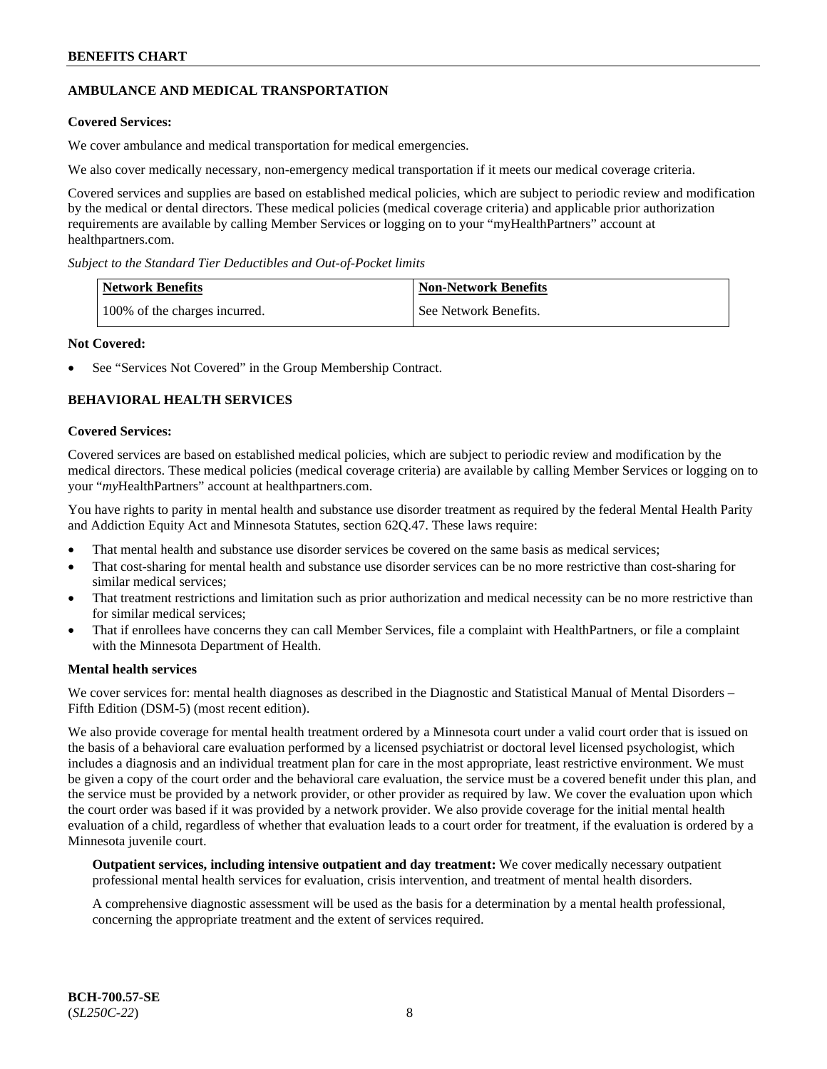## AMBULANCE AND MEDICAL TRANSPORTATION

**Covered Services:**

We cover ambulance and medical transportation for medical emergencies.

We also cover medically necessary, non-emergency medical transportation if it meets our medical coverage criteria.

Covered services and supplies are based on established medical policies, which are subject to periodic review and modification by the medical or dental directors. These medical policies (medical coverage criteria) and applicable prior authorization requirements are available by calling Member Services or logging on to your "myHealthPartners" account at healthpartners.com.

*Subject to the Standard Tier Deductibles and Out-of-Pocket limits*

| Network Benefits | Non-Network Benefits |
|---|---|
| 100% of the charges incurred. | See Network Benefits. |

**Not Covered:**

- See "Services Not Covered" in the Group Membership Contract.

## BEHAVIORAL HEALTH SERVICES

**Covered Services:**

Covered services are based on established medical policies, which are subject to periodic review and modification by the medical directors. These medical policies (medical coverage criteria) are available by calling Member Services or logging on to your "*my*HealthPartners" account at healthpartners.com.

You have rights to parity in mental health and substance use disorder treatment as required by the federal Mental Health Parity and Addiction Equity Act and Minnesota Statutes, section 62Q.47. These laws require:

- That mental health and substance use disorder services be covered on the same basis as medical services;
- That cost-sharing for mental health and substance use disorder services can be no more restrictive than cost-sharing for similar medical services;
- That treatment restrictions and limitation such as prior authorization and medical necessity can be no more restrictive than for similar medical services;
- That if enrollees have concerns they can call Member Services, file a complaint with HealthPartners, or file a complaint with the Minnesota Department of Health.

**Mental health services**

We cover services for: mental health diagnoses as described in the Diagnostic and Statistical Manual of Mental Disorders – Fifth Edition (DSM-5) (most recent edition).

We also provide coverage for mental health treatment ordered by a Minnesota court under a valid court order that is issued on the basis of a behavioral care evaluation performed by a licensed psychiatrist or doctoral level licensed psychologist, which includes a diagnosis and an individual treatment plan for care in the most appropriate, least restrictive environment. We must be given a copy of the court order and the behavioral care evaluation, the service must be a covered benefit under this plan, and the service must be provided by a network provider, or other provider as required by law. We cover the evaluation upon which the court order was based if it was provided by a network provider. We also provide coverage for the initial mental health evaluation of a child, regardless of whether that evaluation leads to a court order for treatment, if the evaluation is ordered by a Minnesota juvenile court.

**Outpatient services, including intensive outpatient and day treatment:** We cover medically necessary outpatient professional mental health services for evaluation, crisis intervention, and treatment of mental health disorders.

A comprehensive diagnostic assessment will be used as the basis for a determination by a mental health professional, concerning the appropriate treatment and the extent of services required.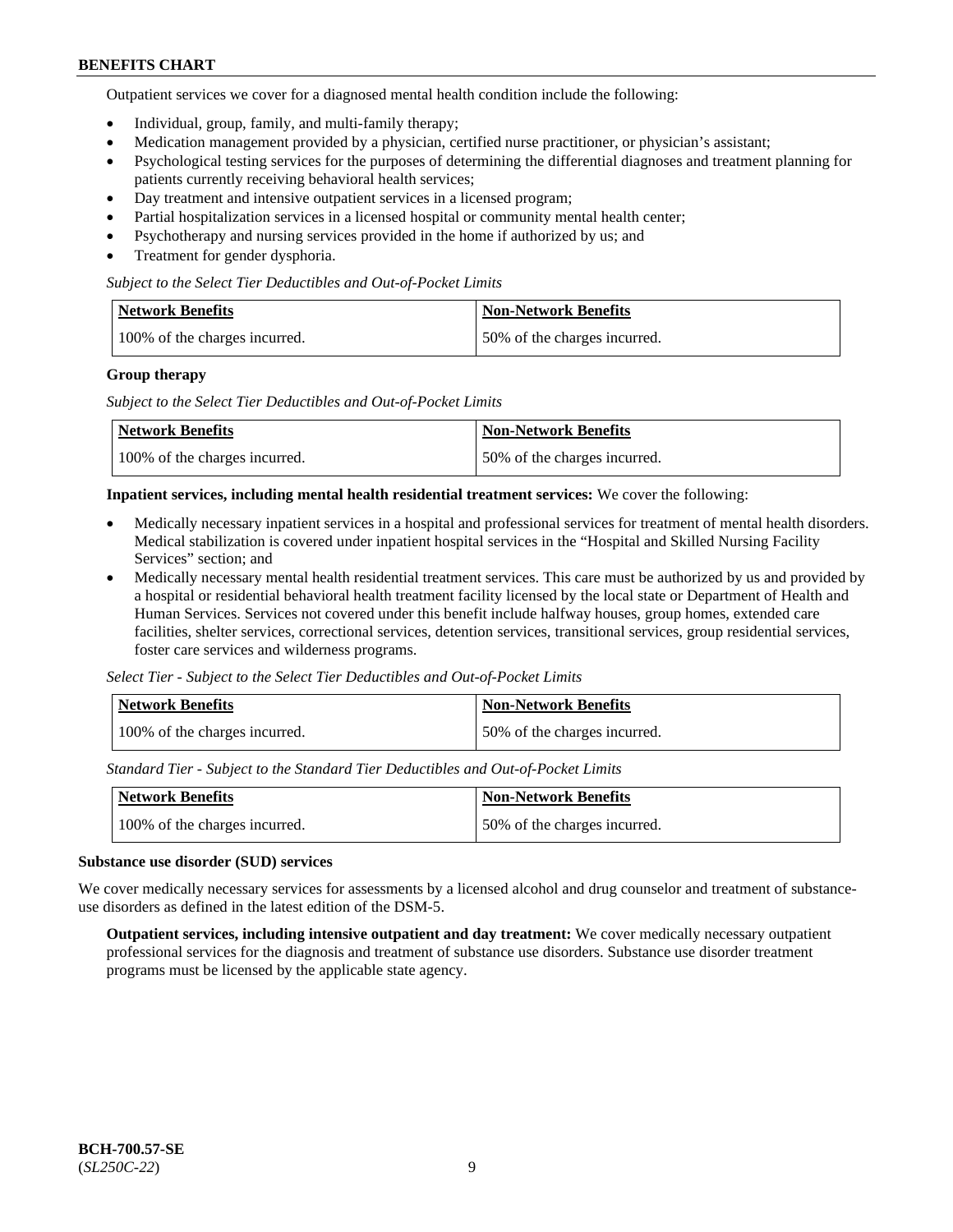Outpatient services we cover for a diagnosed mental health condition include the following:

- Individual, group, family, and multi-family therapy;
- Medication management provided by a physician, certified nurse practitioner, or physician's assistant;
- Psychological testing services for the purposes of determining the differential diagnoses and treatment planning for patients currently receiving behavioral health services;
- Day treatment and intensive outpatient services in a licensed program;
- Partial hospitalization services in a licensed hospital or community mental health center;
- Psychotherapy and nursing services provided in the home if authorized by us; and
- Treatment for gender dysphoria.

*Subject to the Select Tier Deductibles and Out-of-Pocket Limits*

| Network Benefits | Non-Network Benefits |
|---|---|
| 100% of the charges incurred. | 50% of the charges incurred. |

**Group therapy**

*Subject to the Select Tier Deductibles and Out-of-Pocket Limits*

| Network Benefits | Non-Network Benefits |
|---|---|
| 100% of the charges incurred. | 50% of the charges incurred. |

**Inpatient services, including mental health residential treatment services:** We cover the following:

- Medically necessary inpatient services in a hospital and professional services for treatment of mental health disorders. Medical stabilization is covered under inpatient hospital services in the "Hospital and Skilled Nursing Facility Services" section; and
- Medically necessary mental health residential treatment services. This care must be authorized by us and provided by a hospital or residential behavioral health treatment facility licensed by the local state or Department of Health and Human Services. Services not covered under this benefit include halfway houses, group homes, extended care facilities, shelter services, correctional services, detention services, transitional services, group residential services, foster care services and wilderness programs.

*Select Tier - Subject to the Select Tier Deductibles and Out-of-Pocket Limits*

| Network Benefits | Non-Network Benefits |
|---|---|
| 100% of the charges incurred. | 50% of the charges incurred. |

*Standard Tier - Subject to the Standard Tier Deductibles and Out-of-Pocket Limits*

| Network Benefits | Non-Network Benefits |
|---|---|
| 100% of the charges incurred. | 50% of the charges incurred. |

**Substance use disorder (SUD) services**

We cover medically necessary services for assessments by a licensed alcohol and drug counselor and treatment of substance-use disorders as defined in the latest edition of the DSM-5.

**Outpatient services, including intensive outpatient and day treatment:** We cover medically necessary outpatient professional services for the diagnosis and treatment of substance use disorders. Substance use disorder treatment programs must be licensed by the applicable state agency.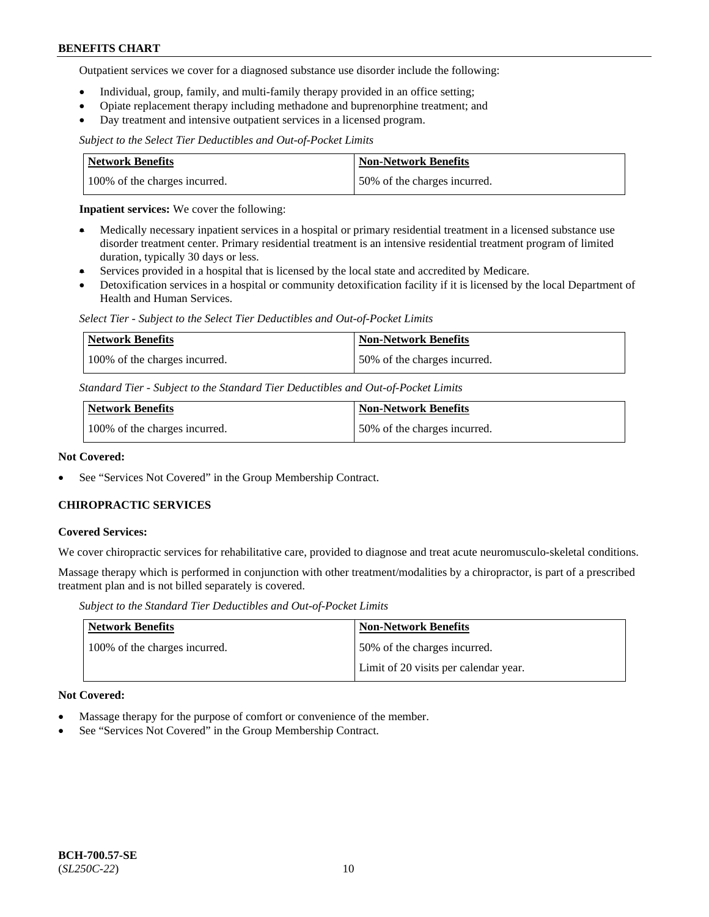Outpatient services we cover for a diagnosed substance use disorder include the following:

- Individual, group, family, and multi-family therapy provided in an office setting;
- Opiate replacement therapy including methadone and buprenorphine treatment; and
- Day treatment and intensive outpatient services in a licensed program.

*Subject to the Select Tier Deductibles and Out-of-Pocket Limits*

| Network Benefits | Non-Network Benefits |
|---|---|
| 100% of the charges incurred. | 50% of the charges incurred. |

**Inpatient services:** We cover the following:

- Medically necessary inpatient services in a hospital or primary residential treatment in a licensed substance use disorder treatment center. Primary residential treatment is an intensive residential treatment program of limited duration, typically 30 days or less.
- Services provided in a hospital that is licensed by the local state and accredited by Medicare.
- Detoxification services in a hospital or community detoxification facility if it is licensed by the local Department of Health and Human Services.

*Select Tier - Subject to the Select Tier Deductibles and Out-of-Pocket Limits*

| Network Benefits | Non-Network Benefits |
|---|---|
| 100% of the charges incurred. | 50% of the charges incurred. |

*Standard Tier - Subject to the Standard Tier Deductibles and Out-of-Pocket Limits*

| Network Benefits | Non-Network Benefits |
|---|---|
| 100% of the charges incurred. | 50% of the charges incurred. |

**Not Covered:**

- See "Services Not Covered" in the Group Membership Contract.

### CHIROPRACTIC SERVICES

**Covered Services:**

We cover chiropractic services for rehabilitative care, provided to diagnose and treat acute neuromusculo-skeletal conditions.

Massage therapy which is performed in conjunction with other treatment/modalities by a chiropractor, is part of a prescribed treatment plan and is not billed separately is covered.

*Subject to the Standard Tier Deductibles and Out-of-Pocket Limits*

| Network Benefits | Non-Network Benefits |
|---|---|
| 100% of the charges incurred. | 50% of the charges incurred.<br>Limit of 20 visits per calendar year. |

**Not Covered:**

- Massage therapy for the purpose of comfort or convenience of the member.
- See "Services Not Covered" in the Group Membership Contract.

**BCH-700.57-SE**
(*SL250C-22*)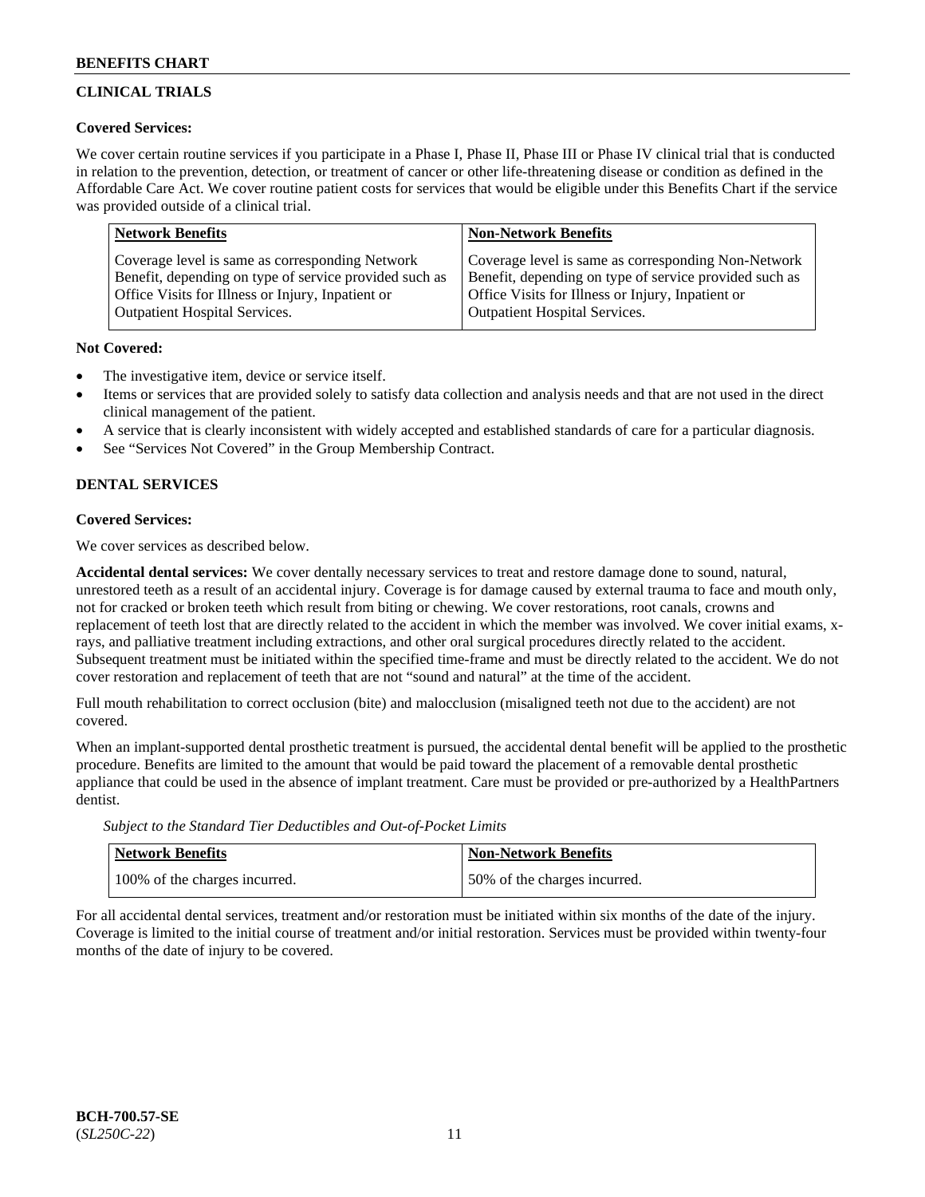## CLINICAL TRIALS

**Covered Services:**

We cover certain routine services if you participate in a Phase I, Phase II, Phase III or Phase IV clinical trial that is conducted in relation to the prevention, detection, or treatment of cancer or other life-threatening disease or condition as defined in the Affordable Care Act. We cover routine patient costs for services that would be eligible under this Benefits Chart if the service was provided outside of a clinical trial.

| Network Benefits | Non-Network Benefits |
|---|---|
| Coverage level is same as corresponding Network Benefit, depending on type of service provided such as Office Visits for Illness or Injury, Inpatient or Outpatient Hospital Services. | Coverage level is same as corresponding Non-Network Benefit, depending on type of service provided such as Office Visits for Illness or Injury, Inpatient or Outpatient Hospital Services. |

**Not Covered:**

- The investigative item, device or service itself.
- Items or services that are provided solely to satisfy data collection and analysis needs and that are not used in the direct clinical management of the patient.
- A service that is clearly inconsistent with widely accepted and established standards of care for a particular diagnosis.
- See "Services Not Covered" in the Group Membership Contract.

## DENTAL SERVICES

**Covered Services:**

We cover services as described below.

**Accidental dental services:** We cover dentally necessary services to treat and restore damage done to sound, natural, unrestored teeth as a result of an accidental injury. Coverage is for damage caused by external trauma to face and mouth only, not for cracked or broken teeth which result from biting or chewing. We cover restorations, root canals, crowns and replacement of teeth lost that are directly related to the accident in which the member was involved. We cover initial exams, x-rays, and palliative treatment including extractions, and other oral surgical procedures directly related to the accident. Subsequent treatment must be initiated within the specified time-frame and must be directly related to the accident. We do not cover restoration and replacement of teeth that are not "sound and natural" at the time of the accident.

Full mouth rehabilitation to correct occlusion (bite) and malocclusion (misaligned teeth not due to the accident) are not covered.

When an implant-supported dental prosthetic treatment is pursued, the accidental dental benefit will be applied to the prosthetic procedure. Benefits are limited to the amount that would be paid toward the placement of a removable dental prosthetic appliance that could be used in the absence of implant treatment. Care must be provided or pre-authorized by a HealthPartners dentist.

*Subject to the Standard Tier Deductibles and Out-of-Pocket Limits*

| Network Benefits | Non-Network Benefits |
|---|---|
| 100% of the charges incurred. | 50% of the charges incurred. |

For all accidental dental services, treatment and/or restoration must be initiated within six months of the date of the injury. Coverage is limited to the initial course of treatment and/or initial restoration. Services must be provided within twenty-four months of the date of injury to be covered.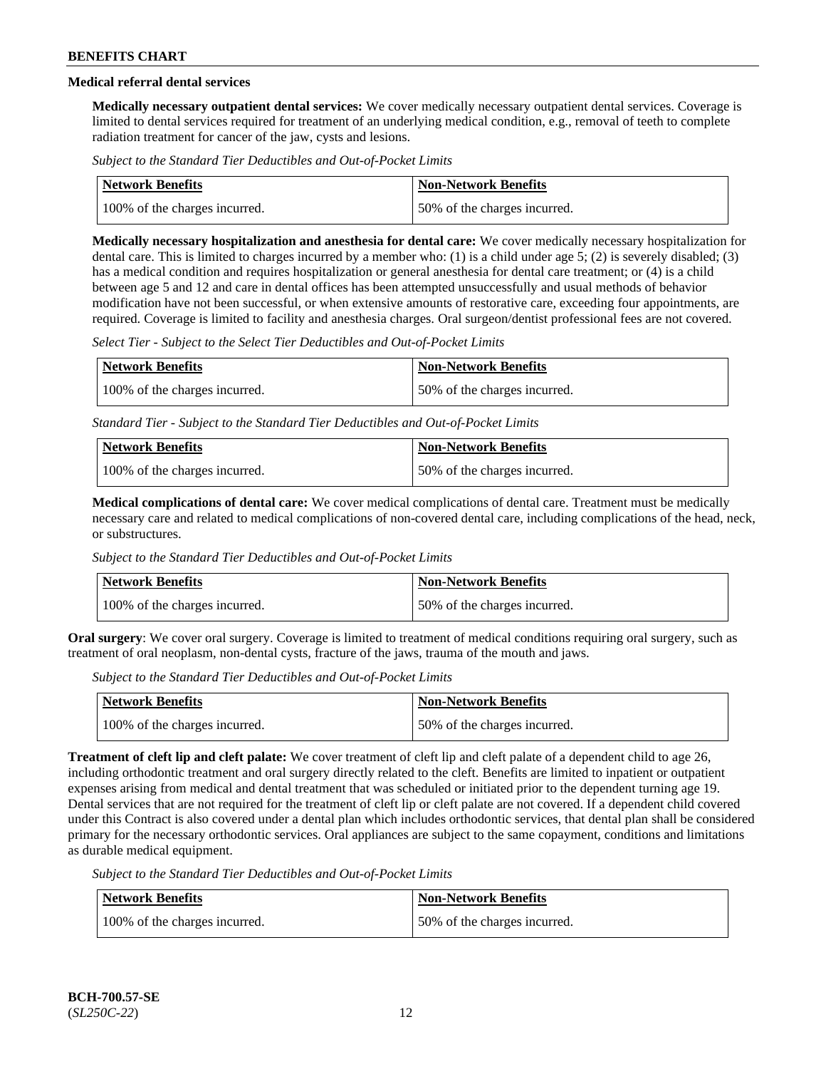### Medical referral dental services

**Medically necessary outpatient dental services:** We cover medically necessary outpatient dental services. Coverage is limited to dental services required for treatment of an underlying medical condition, e.g., removal of teeth to complete radiation treatment for cancer of the jaw, cysts and lesions.

*Subject to the Standard Tier Deductibles and Out-of-Pocket Limits*

| Network Benefits | Non-Network Benefits |
| --- | --- |
| 100% of the charges incurred. | 50% of the charges incurred. |

**Medically necessary hospitalization and anesthesia for dental care:** We cover medically necessary hospitalization for dental care. This is limited to charges incurred by a member who: (1) is a child under age 5; (2) is severely disabled; (3) has a medical condition and requires hospitalization or general anesthesia for dental care treatment; or (4) is a child between age 5 and 12 and care in dental offices has been attempted unsuccessfully and usual methods of behavior modification have not been successful, or when extensive amounts of restorative care, exceeding four appointments, are required. Coverage is limited to facility and anesthesia charges. Oral surgeon/dentist professional fees are not covered.

*Select Tier - Subject to the Select Tier Deductibles and Out-of-Pocket Limits*

| Network Benefits | Non-Network Benefits |
| --- | --- |
| 100% of the charges incurred. | 50% of the charges incurred. |

*Standard Tier - Subject to the Standard Tier Deductibles and Out-of-Pocket Limits*

| Network Benefits | Non-Network Benefits |
| --- | --- |
| 100% of the charges incurred. | 50% of the charges incurred. |

**Medical complications of dental care:** We cover medical complications of dental care. Treatment must be medically necessary care and related to medical complications of non-covered dental care, including complications of the head, neck, or substructures.

*Subject to the Standard Tier Deductibles and Out-of-Pocket Limits*

| Network Benefits | Non-Network Benefits |
| --- | --- |
| 100% of the charges incurred. | 50% of the charges incurred. |

**Oral surgery**: We cover oral surgery. Coverage is limited to treatment of medical conditions requiring oral surgery, such as treatment of oral neoplasm, non-dental cysts, fracture of the jaws, trauma of the mouth and jaws.

*Subject to the Standard Tier Deductibles and Out-of-Pocket Limits*

| Network Benefits | Non-Network Benefits |
| --- | --- |
| 100% of the charges incurred. | 50% of the charges incurred. |

**Treatment of cleft lip and cleft palate:** We cover treatment of cleft lip and cleft palate of a dependent child to age 26, including orthodontic treatment and oral surgery directly related to the cleft. Benefits are limited to inpatient or outpatient expenses arising from medical and dental treatment that was scheduled or initiated prior to the dependent turning age 19. Dental services that are not required for the treatment of cleft lip or cleft palate are not covered. If a dependent child covered under this Contract is also covered under a dental plan which includes orthodontic services, that dental plan shall be considered primary for the necessary orthodontic services. Oral appliances are subject to the same copayment, conditions and limitations as durable medical equipment.

*Subject to the Standard Tier Deductibles and Out-of-Pocket Limits*

| Network Benefits | Non-Network Benefits |
| --- | --- |
| 100% of the charges incurred. | 50% of the charges incurred. |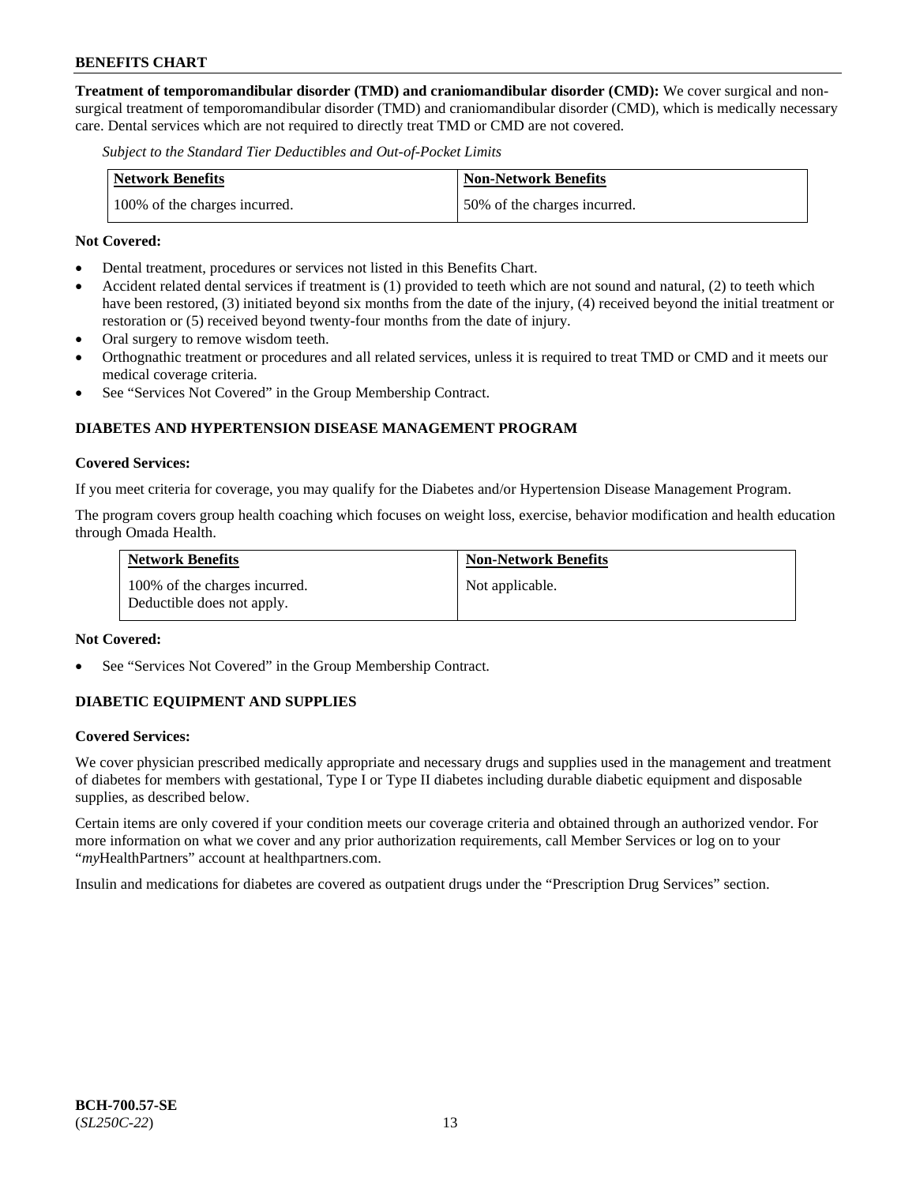**Treatment of temporomandibular disorder (TMD) and craniomandibular disorder (CMD):** We cover surgical and non-surgical treatment of temporomandibular disorder (TMD) and craniomandibular disorder (CMD), which is medically necessary care. Dental services which are not required to directly treat TMD or CMD are not covered.

*Subject to the Standard Tier Deductibles and Out-of-Pocket Limits*

| Network Benefits | Non-Network Benefits |
|---|---|
| 100% of the charges incurred. | 50% of the charges incurred. |

**Not Covered:**

- Dental treatment, procedures or services not listed in this Benefits Chart.
- Accident related dental services if treatment is (1) provided to teeth which are not sound and natural, (2) to teeth which have been restored, (3) initiated beyond six months from the date of the injury, (4) received beyond the initial treatment or restoration or (5) received beyond twenty-four months from the date of injury.
- Oral surgery to remove wisdom teeth.
- Orthognathic treatment or procedures and all related services, unless it is required to treat TMD or CMD and it meets our medical coverage criteria.
- See "Services Not Covered" in the Group Membership Contract.

## DIABETES AND HYPERTENSION DISEASE MANAGEMENT PROGRAM

**Covered Services:**

If you meet criteria for coverage, you may qualify for the Diabetes and/or Hypertension Disease Management Program.

The program covers group health coaching which focuses on weight loss, exercise, behavior modification and health education through Omada Health.

| Network Benefits | Non-Network Benefits |
|---|---|
| 100% of the charges incurred. Deductible does not apply. | Not applicable. |

**Not Covered:**

- See "Services Not Covered" in the Group Membership Contract.

## DIABETIC EQUIPMENT AND SUPPLIES

**Covered Services:**

We cover physician prescribed medically appropriate and necessary drugs and supplies used in the management and treatment of diabetes for members with gestational, Type I or Type II diabetes including durable diabetic equipment and disposable supplies, as described below.

Certain items are only covered if your condition meets our coverage criteria and obtained through an authorized vendor. For more information on what we cover and any prior authorization requirements, call Member Services or log on to your "*my*HealthPartners" account at healthpartners.com.

Insulin and medications for diabetes are covered as outpatient drugs under the "Prescription Drug Services" section.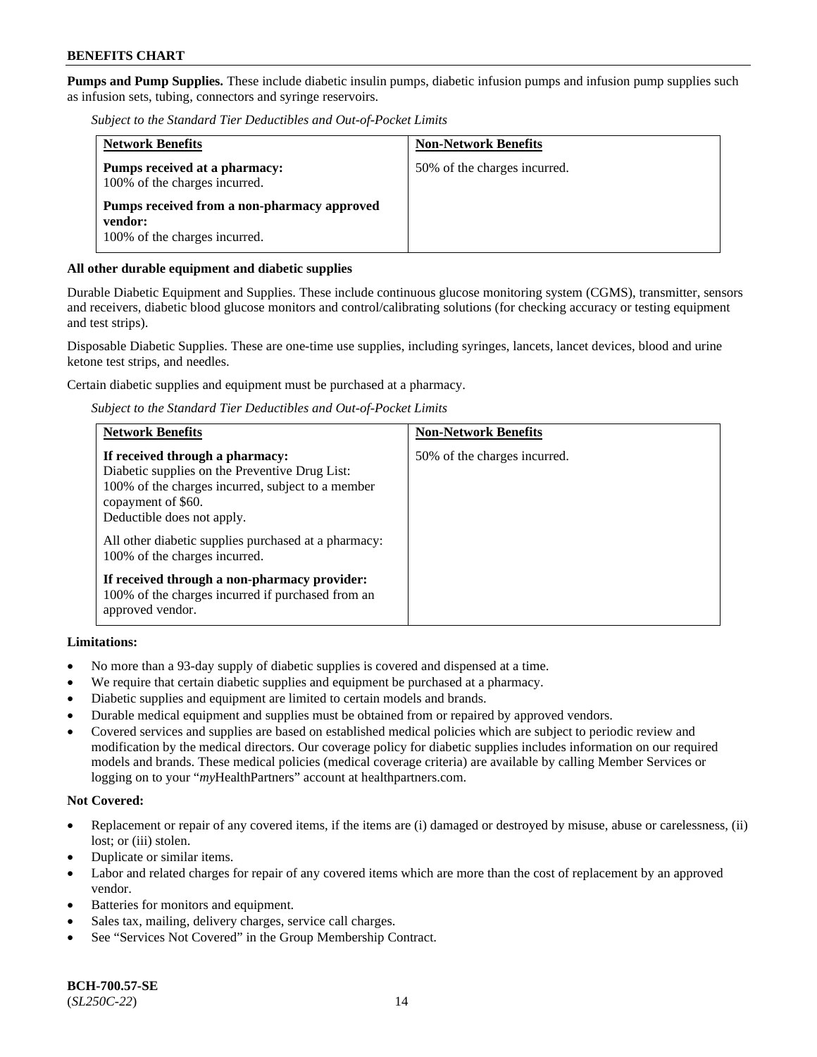**Pumps and Pump Supplies.** These include diabetic insulin pumps, diabetic infusion pumps and infusion pump supplies such as infusion sets, tubing, connectors and syringe reservoirs.

*Subject to the Standard Tier Deductibles and Out-of-Pocket Limits*

| Network Benefits | Non-Network Benefits |
|---|---|
| **Pumps received at a pharmacy:** 100% of the charges incurred.<br><br>**Pumps received from a non-pharmacy approved vendor:** 100% of the charges incurred. | 50% of the charges incurred. |

**All other durable equipment and diabetic supplies**

Durable Diabetic Equipment and Supplies. These include continuous glucose monitoring system (CGMS), transmitter, sensors and receivers, diabetic blood glucose monitors and control/calibrating solutions (for checking accuracy or testing equipment and test strips).

Disposable Diabetic Supplies. These are one-time use supplies, including syringes, lancets, lancet devices, blood and urine ketone test strips, and needles.

Certain diabetic supplies and equipment must be purchased at a pharmacy.

*Subject to the Standard Tier Deductibles and Out-of-Pocket Limits*

| Network Benefits | Non-Network Benefits |
|---|---|
| **If received through a pharmacy:** Diabetic supplies on the Preventive Drug List: 100% of the charges incurred, subject to a member copayment of $60. Deductible does not apply.<br><br>All other diabetic supplies purchased at a pharmacy: 100% of the charges incurred.<br><br>**If received through a non-pharmacy provider:** 100% of the charges incurred if purchased from an approved vendor. | 50% of the charges incurred. |

**Limitations:**

- No more than a 93-day supply of diabetic supplies is covered and dispensed at a time.
- We require that certain diabetic supplies and equipment be purchased at a pharmacy.
- Diabetic supplies and equipment are limited to certain models and brands.
- Durable medical equipment and supplies must be obtained from or repaired by approved vendors.
- Covered services and supplies are based on established medical policies which are subject to periodic review and modification by the medical directors. Our coverage policy for diabetic supplies includes information on our required models and brands. These medical policies (medical coverage criteria) are available by calling Member Services or logging on to your "*my*HealthPartners" account at healthpartners.com.

**Not Covered:**

- Replacement or repair of any covered items, if the items are (i) damaged or destroyed by misuse, abuse or carelessness, (ii) lost; or (iii) stolen.
- Duplicate or similar items.
- Labor and related charges for repair of any covered items which are more than the cost of replacement by an approved vendor.
- Batteries for monitors and equipment.
- Sales tax, mailing, delivery charges, service call charges.
- See "Services Not Covered" in the Group Membership Contract.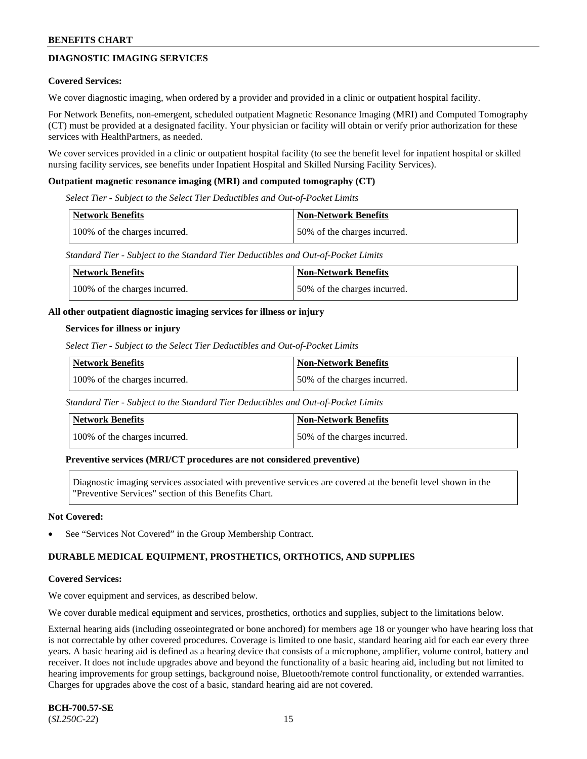## DIAGNOSTIC IMAGING SERVICES

**Covered Services:**

We cover diagnostic imaging, when ordered by a provider and provided in a clinic or outpatient hospital facility.

For Network Benefits, non-emergent, scheduled outpatient Magnetic Resonance Imaging (MRI) and Computed Tomography (CT) must be provided at a designated facility. Your physician or facility will obtain or verify prior authorization for these services with HealthPartners, as needed.

We cover services provided in a clinic or outpatient hospital facility (to see the benefit level for inpatient hospital or skilled nursing facility services, see benefits under Inpatient Hospital and Skilled Nursing Facility Services).

**Outpatient magnetic resonance imaging (MRI) and computed tomography (CT)**

*Select Tier - Subject to the Select Tier Deductibles and Out-of-Pocket Limits*

| Network Benefits | Non-Network Benefits |
|---|---|
| 100% of the charges incurred. | 50% of the charges incurred. |

*Standard Tier - Subject to the Standard Tier Deductibles and Out-of-Pocket Limits*

| Network Benefits | Non-Network Benefits |
|---|---|
| 100% of the charges incurred. | 50% of the charges incurred. |

**All other outpatient diagnostic imaging services for illness or injury**

**Services for illness or injury**

*Select Tier - Subject to the Select Tier Deductibles and Out-of-Pocket Limits*

| Network Benefits | Non-Network Benefits |
|---|---|
| 100% of the charges incurred. | 50% of the charges incurred. |

*Standard Tier - Subject to the Standard Tier Deductibles and Out-of-Pocket Limits*

| Network Benefits | Non-Network Benefits |
|---|---|
| 100% of the charges incurred. | 50% of the charges incurred. |

**Preventive services (MRI/CT procedures are not considered preventive)**

Diagnostic imaging services associated with preventive services are covered at the benefit level shown in the "Preventive Services" section of this Benefits Chart.

**Not Covered:**

- See "Services Not Covered" in the Group Membership Contract.

## DURABLE MEDICAL EQUIPMENT, PROSTHETICS, ORTHOTICS, AND SUPPLIES

**Covered Services:**

We cover equipment and services, as described below.

We cover durable medical equipment and services, prosthetics, orthotics and supplies, subject to the limitations below.

External hearing aids (including osseointegrated or bone anchored) for members age 18 or younger who have hearing loss that is not correctable by other covered procedures. Coverage is limited to one basic, standard hearing aid for each ear every three years. A basic hearing aid is defined as a hearing device that consists of a microphone, amplifier, volume control, battery and receiver. It does not include upgrades above and beyond the functionality of a basic hearing aid, including but not limited to hearing improvements for group settings, background noise, Bluetooth/remote control functionality, or extended warranties. Charges for upgrades above the cost of a basic, standard hearing aid are not covered.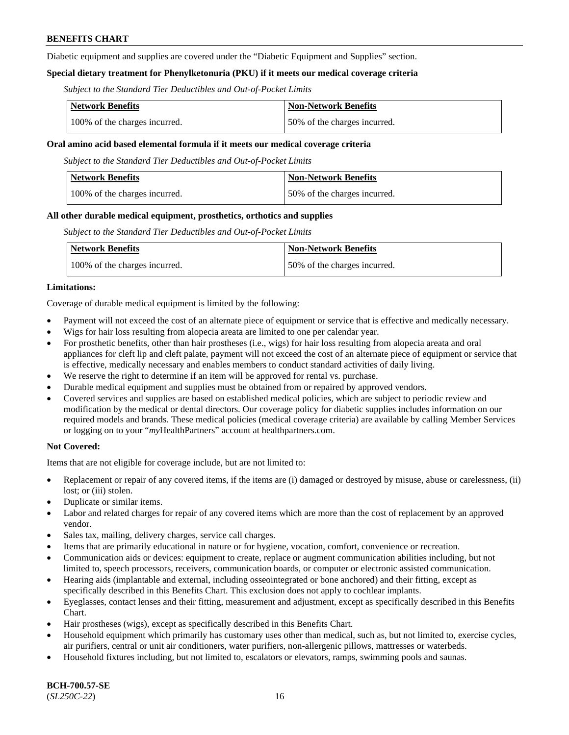Diabetic equipment and supplies are covered under the "Diabetic Equipment and Supplies" section.

**Special dietary treatment for Phenylketonuria (PKU) if it meets our medical coverage criteria**

*Subject to the Standard Tier Deductibles and Out-of-Pocket Limits*

| Network Benefits | Non-Network Benefits |
| --- | --- |
| 100% of the charges incurred. | 50% of the charges incurred. |

**Oral amino acid based elemental formula if it meets our medical coverage criteria**

*Subject to the Standard Tier Deductibles and Out-of-Pocket Limits*

| Network Benefits | Non-Network Benefits |
| --- | --- |
| 100% of the charges incurred. | 50% of the charges incurred. |

**All other durable medical equipment, prosthetics, orthotics and supplies**

*Subject to the Standard Tier Deductibles and Out-of-Pocket Limits*

| Network Benefits | Non-Network Benefits |
| --- | --- |
| 100% of the charges incurred. | 50% of the charges incurred. |

**Limitations:**

Coverage of durable medical equipment is limited by the following:

- Payment will not exceed the cost of an alternate piece of equipment or service that is effective and medically necessary.
- Wigs for hair loss resulting from alopecia areata are limited to one per calendar year.
- For prosthetic benefits, other than hair prostheses (i.e., wigs) for hair loss resulting from alopecia areata and oral appliances for cleft lip and cleft palate, payment will not exceed the cost of an alternate piece of equipment or service that is effective, medically necessary and enables members to conduct standard activities of daily living.
- We reserve the right to determine if an item will be approved for rental vs. purchase.
- Durable medical equipment and supplies must be obtained from or repaired by approved vendors.
- Covered services and supplies are based on established medical policies, which are subject to periodic review and modification by the medical or dental directors. Our coverage policy for diabetic supplies includes information on our required models and brands. These medical policies (medical coverage criteria) are available by calling Member Services or logging on to your "*my*HealthPartners" account at healthpartners.com.

**Not Covered:**

Items that are not eligible for coverage include, but are not limited to:

- Replacement or repair of any covered items, if the items are (i) damaged or destroyed by misuse, abuse or carelessness, (ii) lost; or (iii) stolen.
- Duplicate or similar items.
- Labor and related charges for repair of any covered items which are more than the cost of replacement by an approved vendor.
- Sales tax, mailing, delivery charges, service call charges.
- Items that are primarily educational in nature or for hygiene, vocation, comfort, convenience or recreation.
- Communication aids or devices: equipment to create, replace or augment communication abilities including, but not limited to, speech processors, receivers, communication boards, or computer or electronic assisted communication.
- Hearing aids (implantable and external, including osseointegrated or bone anchored) and their fitting, except as specifically described in this Benefits Chart. This exclusion does not apply to cochlear implants.
- Eyeglasses, contact lenses and their fitting, measurement and adjustment, except as specifically described in this Benefits Chart.
- Hair prostheses (wigs), except as specifically described in this Benefits Chart.
- Household equipment which primarily has customary uses other than medical, such as, but not limited to, exercise cycles, air purifiers, central or unit air conditioners, water purifiers, non-allergenic pillows, mattresses or waterbeds.
- Household fixtures including, but not limited to, escalators or elevators, ramps, swimming pools and saunas.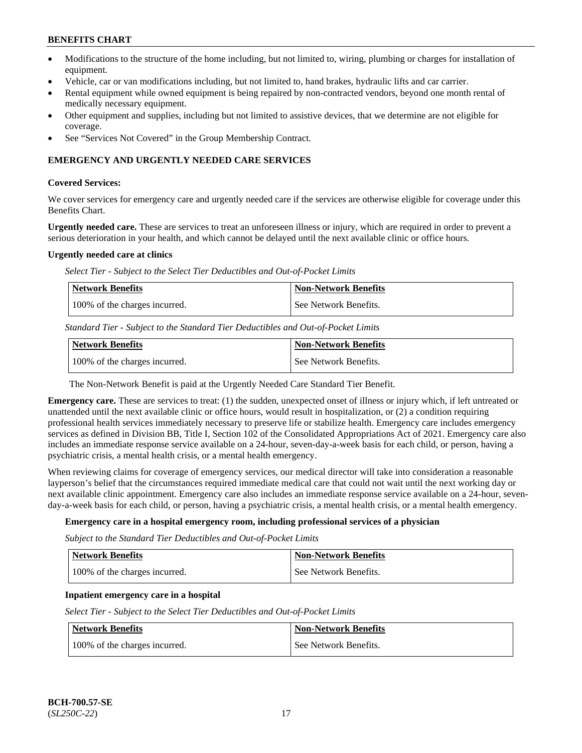- Modifications to the structure of the home including, but not limited to, wiring, plumbing or charges for installation of equipment.
- Vehicle, car or van modifications including, but not limited to, hand brakes, hydraulic lifts and car carrier.
- Rental equipment while owned equipment is being repaired by non-contracted vendors, beyond one month rental of medically necessary equipment.
- Other equipment and supplies, including but not limited to assistive devices, that we determine are not eligible for coverage.
- See "Services Not Covered" in the Group Membership Contract.

### EMERGENCY AND URGENTLY NEEDED CARE SERVICES

**Covered Services:**

We cover services for emergency care and urgently needed care if the services are otherwise eligible for coverage under this Benefits Chart.

**Urgently needed care.** These are services to treat an unforeseen illness or injury, which are required in order to prevent a serious deterioration in your health, and which cannot be delayed until the next available clinic or office hours.

**Urgently needed care at clinics**

*Select Tier - Subject to the Select Tier Deductibles and Out-of-Pocket Limits*

| Network Benefits | Non-Network Benefits |
|---|---|
| 100% of the charges incurred. | See Network Benefits. |

*Standard Tier - Subject to the Standard Tier Deductibles and Out-of-Pocket Limits*

| Network Benefits | Non-Network Benefits |
|---|---|
| 100% of the charges incurred. | See Network Benefits. |

The Non-Network Benefit is paid at the Urgently Needed Care Standard Tier Benefit.

**Emergency care.** These are services to treat: (1) the sudden, unexpected onset of illness or injury which, if left untreated or unattended until the next available clinic or office hours, would result in hospitalization, or (2) a condition requiring professional health services immediately necessary to preserve life or stabilize health. Emergency care includes emergency services as defined in Division BB, Title I, Section 102 of the Consolidated Appropriations Act of 2021. Emergency care also includes an immediate response service available on a 24-hour, seven-day-a-week basis for each child, or person, having a psychiatric crisis, a mental health crisis, or a mental health emergency.

When reviewing claims for coverage of emergency services, our medical director will take into consideration a reasonable layperson's belief that the circumstances required immediate medical care that could not wait until the next working day or next available clinic appointment. Emergency care also includes an immediate response service available on a 24-hour, seven-day-a-week basis for each child, or person, having a psychiatric crisis, a mental health crisis, or a mental health emergency.

**Emergency care in a hospital emergency room, including professional services of a physician**

*Subject to the Standard Tier Deductibles and Out-of-Pocket Limits*

| Network Benefits | Non-Network Benefits |
|---|---|
| 100% of the charges incurred. | See Network Benefits. |

**Inpatient emergency care in a hospital**

*Select Tier - Subject to the Select Tier Deductibles and Out-of-Pocket Limits*

| Network Benefits | Non-Network Benefits |
|---|---|
| 100% of the charges incurred. | See Network Benefits. |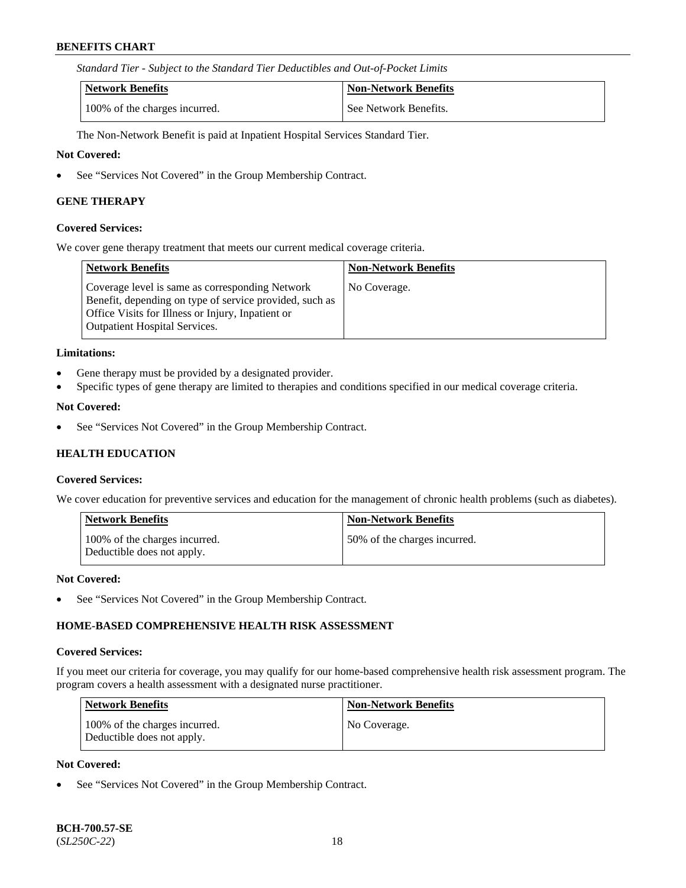*Standard Tier - Subject to the Standard Tier Deductibles and Out-of-Pocket Limits*

| Network Benefits | Non-Network Benefits |
|---|---|
| 100% of the charges incurred. | See Network Benefits. |

The Non-Network Benefit is paid at Inpatient Hospital Services Standard Tier.

**Not Covered:**

- See "Services Not Covered" in the Group Membership Contract.

### GENE THERAPY

**Covered Services:**

We cover gene therapy treatment that meets our current medical coverage criteria.

| Network Benefits | Non-Network Benefits |
|---|---|
| Coverage level is same as corresponding Network Benefit, depending on type of service provided, such as Office Visits for Illness or Injury, Inpatient or Outpatient Hospital Services. | No Coverage. |

**Limitations:**

- Gene therapy must be provided by a designated provider.
- Specific types of gene therapy are limited to therapies and conditions specified in our medical coverage criteria.

**Not Covered:**

- See "Services Not Covered" in the Group Membership Contract.

### HEALTH EDUCATION

**Covered Services:**

We cover education for preventive services and education for the management of chronic health problems (such as diabetes).

| Network Benefits | Non-Network Benefits |
|---|---|
| 100% of the charges incurred. Deductible does not apply. | 50% of the charges incurred. |

**Not Covered:**

- See "Services Not Covered" in the Group Membership Contract.

### HOME-BASED COMPREHENSIVE HEALTH RISK ASSESSMENT

**Covered Services:**

If you meet our criteria for coverage, you may qualify for our home-based comprehensive health risk assessment program. The program covers a health assessment with a designated nurse practitioner.

| Network Benefits | Non-Network Benefits |
|---|---|
| 100% of the charges incurred. Deductible does not apply. | No Coverage. |

**Not Covered:**

- See "Services Not Covered" in the Group Membership Contract.

**BCH-700.57-SE**
(*SL250C-22*)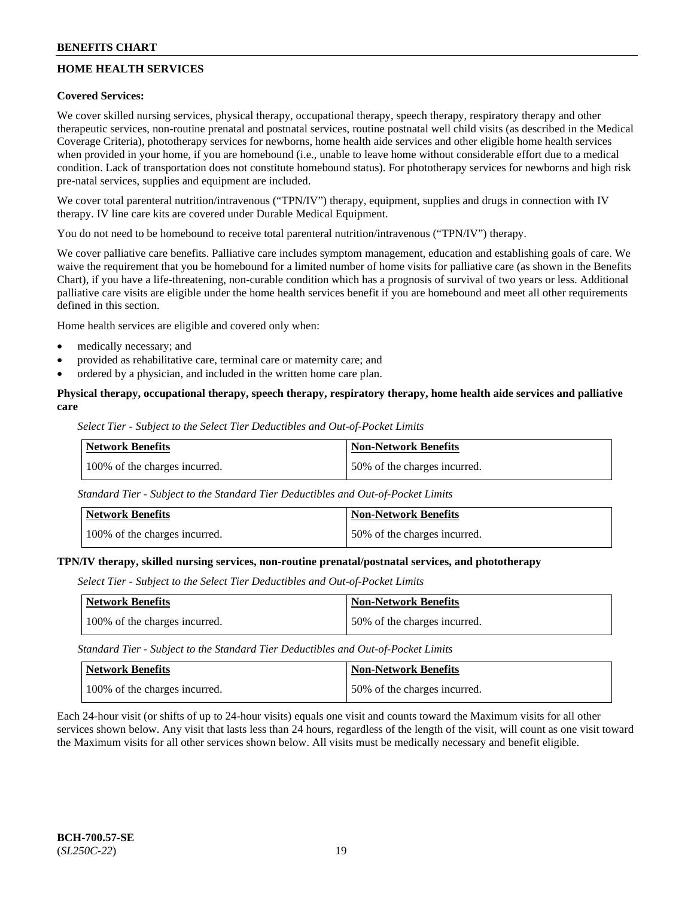## HOME HEALTH SERVICES

**Covered Services:**

We cover skilled nursing services, physical therapy, occupational therapy, speech therapy, respiratory therapy and other therapeutic services, non-routine prenatal and postnatal services, routine postnatal well child visits (as described in the Medical Coverage Criteria), phototherapy services for newborns, home health aide services and other eligible home health services when provided in your home, if you are homebound (i.e., unable to leave home without considerable effort due to a medical condition. Lack of transportation does not constitute homebound status). For phototherapy services for newborns and high risk pre-natal services, supplies and equipment are included.

We cover total parenteral nutrition/intravenous ("TPN/IV") therapy, equipment, supplies and drugs in connection with IV therapy. IV line care kits are covered under Durable Medical Equipment.

You do not need to be homebound to receive total parenteral nutrition/intravenous ("TPN/IV") therapy.

We cover palliative care benefits. Palliative care includes symptom management, education and establishing goals of care. We waive the requirement that you be homebound for a limited number of home visits for palliative care (as shown in the Benefits Chart), if you have a life-threatening, non-curable condition which has a prognosis of survival of two years or less. Additional palliative care visits are eligible under the home health services benefit if you are homebound and meet all other requirements defined in this section.

Home health services are eligible and covered only when:

- medically necessary; and
- provided as rehabilitative care, terminal care or maternity care; and
- ordered by a physician, and included in the written home care plan.

**Physical therapy, occupational therapy, speech therapy, respiratory therapy, home health aide services and palliative care**

*Select Tier - Subject to the Select Tier Deductibles and Out-of-Pocket Limits*

| Network Benefits | Non-Network Benefits |
|---|---|
| 100% of the charges incurred. | 50% of the charges incurred. |

*Standard Tier - Subject to the Standard Tier Deductibles and Out-of-Pocket Limits*

| Network Benefits | Non-Network Benefits |
|---|---|
| 100% of the charges incurred. | 50% of the charges incurred. |

**TPN/IV therapy, skilled nursing services, non-routine prenatal/postnatal services, and phototherapy**

*Select Tier - Subject to the Select Tier Deductibles and Out-of-Pocket Limits*

| Network Benefits | Non-Network Benefits |
|---|---|
| 100% of the charges incurred. | 50% of the charges incurred. |

*Standard Tier - Subject to the Standard Tier Deductibles and Out-of-Pocket Limits*

| Network Benefits | Non-Network Benefits |
|---|---|
| 100% of the charges incurred. | 50% of the charges incurred. |

Each 24-hour visit (or shifts of up to 24-hour visits) equals one visit and counts toward the Maximum visits for all other services shown below. Any visit that lasts less than 24 hours, regardless of the length of the visit, will count as one visit toward the Maximum visits for all other services shown below. All visits must be medically necessary and benefit eligible.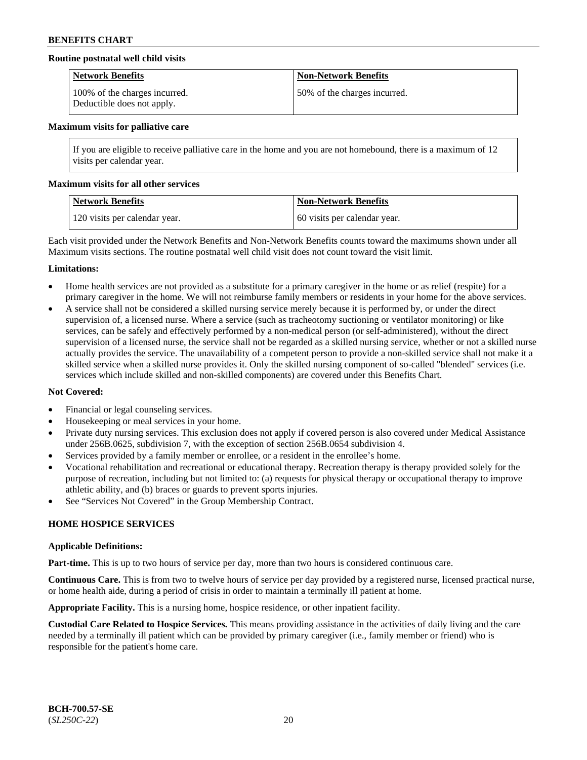**Routine postnatal well child visits**

| Network Benefits | Non-Network Benefits |
|---|---|
| 100% of the charges incurred. Deductible does not apply. | 50% of the charges incurred. |

**Maximum visits for palliative care**

| If you are eligible to receive palliative care in the home and you are not homebound, there is a maximum of 12 visits per calendar year. |
|---|

**Maximum visits for all other services**

| Network Benefits | Non-Network Benefits |
|---|---|
| 120 visits per calendar year. | 60 visits per calendar year. |

Each visit provided under the Network Benefits and Non-Network Benefits counts toward the maximums shown under all Maximum visits sections. The routine postnatal well child visit does not count toward the visit limit.

**Limitations:**

- Home health services are not provided as a substitute for a primary caregiver in the home or as relief (respite) for a primary caregiver in the home. We will not reimburse family members or residents in your home for the above services.
- A service shall not be considered a skilled nursing service merely because it is performed by, or under the direct supervision of, a licensed nurse. Where a service (such as tracheotomy suctioning or ventilator monitoring) or like services, can be safely and effectively performed by a non-medical person (or self-administered), without the direct supervision of a licensed nurse, the service shall not be regarded as a skilled nursing service, whether or not a skilled nurse actually provides the service. The unavailability of a competent person to provide a non-skilled service shall not make it a skilled service when a skilled nurse provides it. Only the skilled nursing component of so-called "blended" services (i.e. services which include skilled and non-skilled components) are covered under this Benefits Chart.

**Not Covered:**

- Financial or legal counseling services.
- Housekeeping or meal services in your home.
- Private duty nursing services. This exclusion does not apply if covered person is also covered under Medical Assistance under 256B.0625, subdivision 7, with the exception of section 256B.0654 subdivision 4.
- Services provided by a family member or enrollee, or a resident in the enrollee's home.
- Vocational rehabilitation and recreational or educational therapy. Recreation therapy is therapy provided solely for the purpose of recreation, including but not limited to: (a) requests for physical therapy or occupational therapy to improve athletic ability, and (b) braces or guards to prevent sports injuries.
- See "Services Not Covered" in the Group Membership Contract.

## HOME HOSPICE SERVICES

**Applicable Definitions:**

**Part-time.** This is up to two hours of service per day, more than two hours is considered continuous care.

**Continuous Care.** This is from two to twelve hours of service per day provided by a registered nurse, licensed practical nurse, or home health aide, during a period of crisis in order to maintain a terminally ill patient at home.

**Appropriate Facility.** This is a nursing home, hospice residence, or other inpatient facility.

**Custodial Care Related to Hospice Services.** This means providing assistance in the activities of daily living and the care needed by a terminally ill patient which can be provided by primary caregiver (i.e., family member or friend) who is responsible for the patient's home care.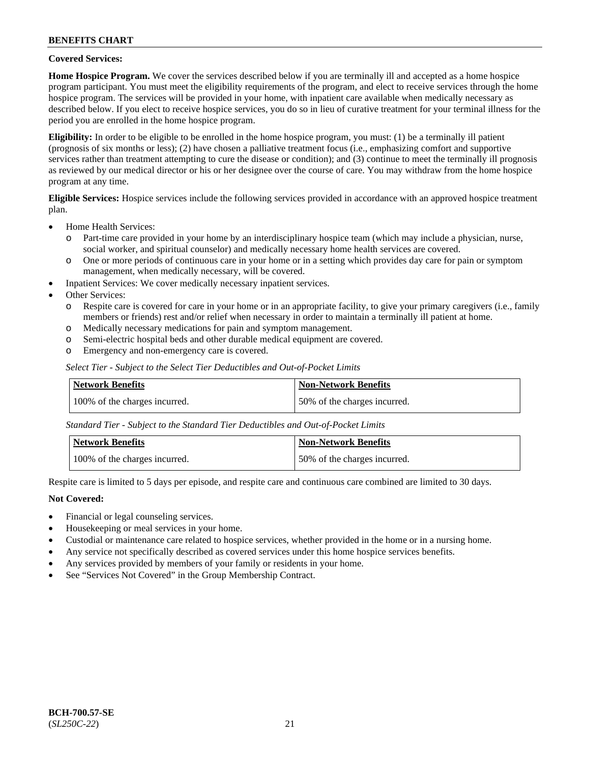**Covered Services:**

**Home Hospice Program.** We cover the services described below if you are terminally ill and accepted as a home hospice program participant. You must meet the eligibility requirements of the program, and elect to receive services through the home hospice program. The services will be provided in your home, with inpatient care available when medically necessary as described below. If you elect to receive hospice services, you do so in lieu of curative treatment for your terminal illness for the period you are enrolled in the home hospice program.

**Eligibility:** In order to be eligible to be enrolled in the home hospice program, you must: (1) be a terminally ill patient (prognosis of six months or less); (2) have chosen a palliative treatment focus (i.e., emphasizing comfort and supportive services rather than treatment attempting to cure the disease or condition); and (3) continue to meet the terminally ill prognosis as reviewed by our medical director or his or her designee over the course of care. You may withdraw from the home hospice program at any time.

**Eligible Services:** Hospice services include the following services provided in accordance with an approved hospice treatment plan.

- Home Health Services:
  - Part-time care provided in your home by an interdisciplinary hospice team (which may include a physician, nurse, social worker, and spiritual counselor) and medically necessary home health services are covered.
  - One or more periods of continuous care in your home or in a setting which provides day care for pain or symptom management, when medically necessary, will be covered.
- Inpatient Services: We cover medically necessary inpatient services.
- Other Services:
  - Respite care is covered for care in your home or in an appropriate facility, to give your primary caregivers (i.e., family members or friends) rest and/or relief when necessary in order to maintain a terminally ill patient at home.
  - Medically necessary medications for pain and symptom management.
  - Semi-electric hospital beds and other durable medical equipment are covered.
  - Emergency and non-emergency care is covered.

*Select Tier - Subject to the Select Tier Deductibles and Out-of-Pocket Limits*

| Network Benefits | Non-Network Benefits |
|---|---|
| 100% of the charges incurred. | 50% of the charges incurred. |

*Standard Tier - Subject to the Standard Tier Deductibles and Out-of-Pocket Limits*

| Network Benefits | Non-Network Benefits |
|---|---|
| 100% of the charges incurred. | 50% of the charges incurred. |

Respite care is limited to 5 days per episode, and respite care and continuous care combined are limited to 30 days.

**Not Covered:**

- Financial or legal counseling services.
- Housekeeping or meal services in your home.
- Custodial or maintenance care related to hospice services, whether provided in the home or in a nursing home.
- Any service not specifically described as covered services under this home hospice services benefits.
- Any services provided by members of your family or residents in your home.
- See "Services Not Covered" in the Group Membership Contract.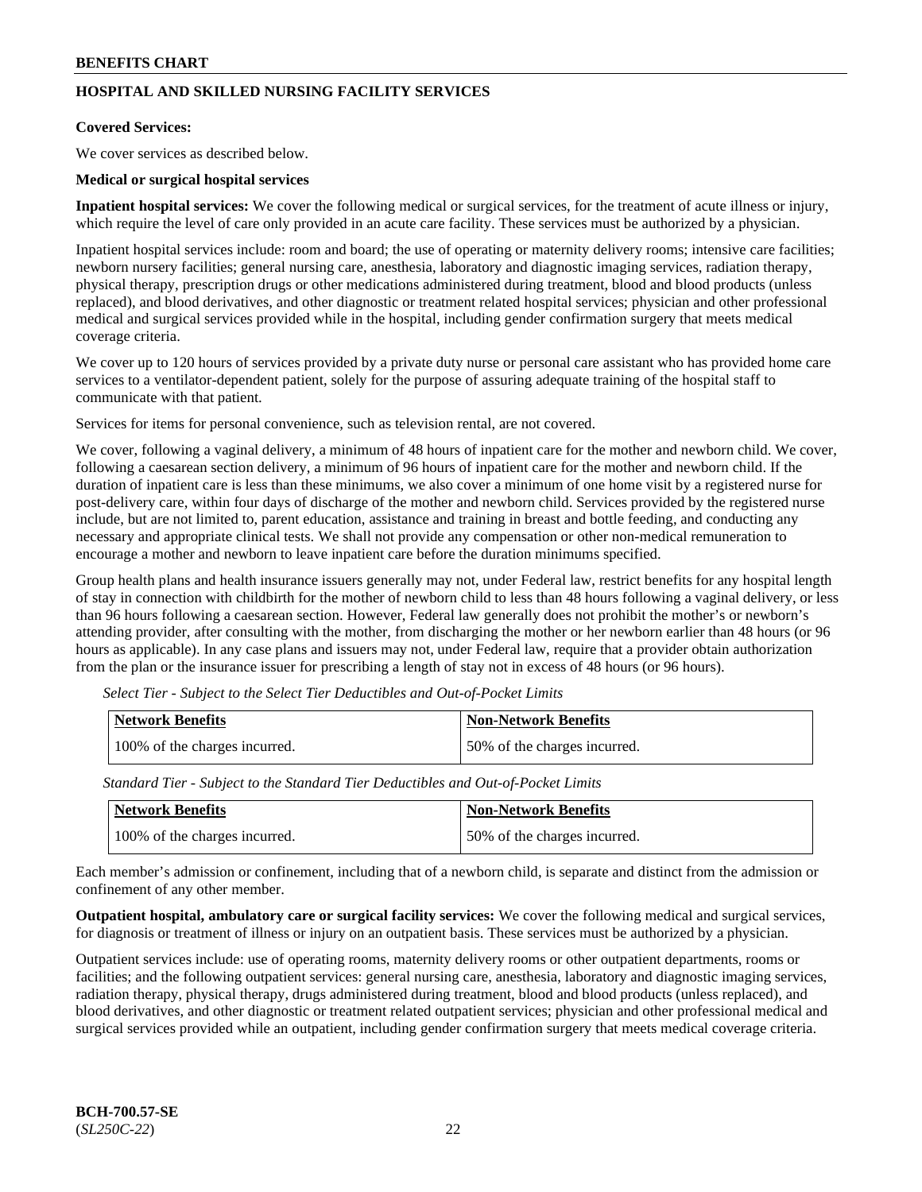## HOSPITAL AND SKILLED NURSING FACILITY SERVICES

**Covered Services:**

We cover services as described below.

**Medical or surgical hospital services**

**Inpatient hospital services:** We cover the following medical or surgical services, for the treatment of acute illness or injury, which require the level of care only provided in an acute care facility. These services must be authorized by a physician.

Inpatient hospital services include: room and board; the use of operating or maternity delivery rooms; intensive care facilities; newborn nursery facilities; general nursing care, anesthesia, laboratory and diagnostic imaging services, radiation therapy, physical therapy, prescription drugs or other medications administered during treatment, blood and blood products (unless replaced), and blood derivatives, and other diagnostic or treatment related hospital services; physician and other professional medical and surgical services provided while in the hospital, including gender confirmation surgery that meets medical coverage criteria.

We cover up to 120 hours of services provided by a private duty nurse or personal care assistant who has provided home care services to a ventilator-dependent patient, solely for the purpose of assuring adequate training of the hospital staff to communicate with that patient.

Services for items for personal convenience, such as television rental, are not covered.

We cover, following a vaginal delivery, a minimum of 48 hours of inpatient care for the mother and newborn child. We cover, following a caesarean section delivery, a minimum of 96 hours of inpatient care for the mother and newborn child. If the duration of inpatient care is less than these minimums, we also cover a minimum of one home visit by a registered nurse for post-delivery care, within four days of discharge of the mother and newborn child. Services provided by the registered nurse include, but are not limited to, parent education, assistance and training in breast and bottle feeding, and conducting any necessary and appropriate clinical tests. We shall not provide any compensation or other non-medical remuneration to encourage a mother and newborn to leave inpatient care before the duration minimums specified.

Group health plans and health insurance issuers generally may not, under Federal law, restrict benefits for any hospital length of stay in connection with childbirth for the mother of newborn child to less than 48 hours following a vaginal delivery, or less than 96 hours following a caesarean section. However, Federal law generally does not prohibit the mother's or newborn's attending provider, after consulting with the mother, from discharging the mother or her newborn earlier than 48 hours (or 96 hours as applicable). In any case plans and issuers may not, under Federal law, require that a provider obtain authorization from the plan or the insurance issuer for prescribing a length of stay not in excess of 48 hours (or 96 hours).

*Select Tier - Subject to the Select Tier Deductibles and Out-of-Pocket Limits*

| Network Benefits | Non-Network Benefits |
|---|---|
| 100% of the charges incurred. | 50% of the charges incurred. |

*Standard Tier - Subject to the Standard Tier Deductibles and Out-of-Pocket Limits*

| Network Benefits | Non-Network Benefits |
|---|---|
| 100% of the charges incurred. | 50% of the charges incurred. |

Each member's admission or confinement, including that of a newborn child, is separate and distinct from the admission or confinement of any other member.

**Outpatient hospital, ambulatory care or surgical facility services:** We cover the following medical and surgical services, for diagnosis or treatment of illness or injury on an outpatient basis. These services must be authorized by a physician.

Outpatient services include: use of operating rooms, maternity delivery rooms or other outpatient departments, rooms or facilities; and the following outpatient services: general nursing care, anesthesia, laboratory and diagnostic imaging services, radiation therapy, physical therapy, drugs administered during treatment, blood and blood products (unless replaced), and blood derivatives, and other diagnostic or treatment related outpatient services; physician and other professional medical and surgical services provided while an outpatient, including gender confirmation surgery that meets medical coverage criteria.

**BCH-700.57-SE**
(*SL250C-22*)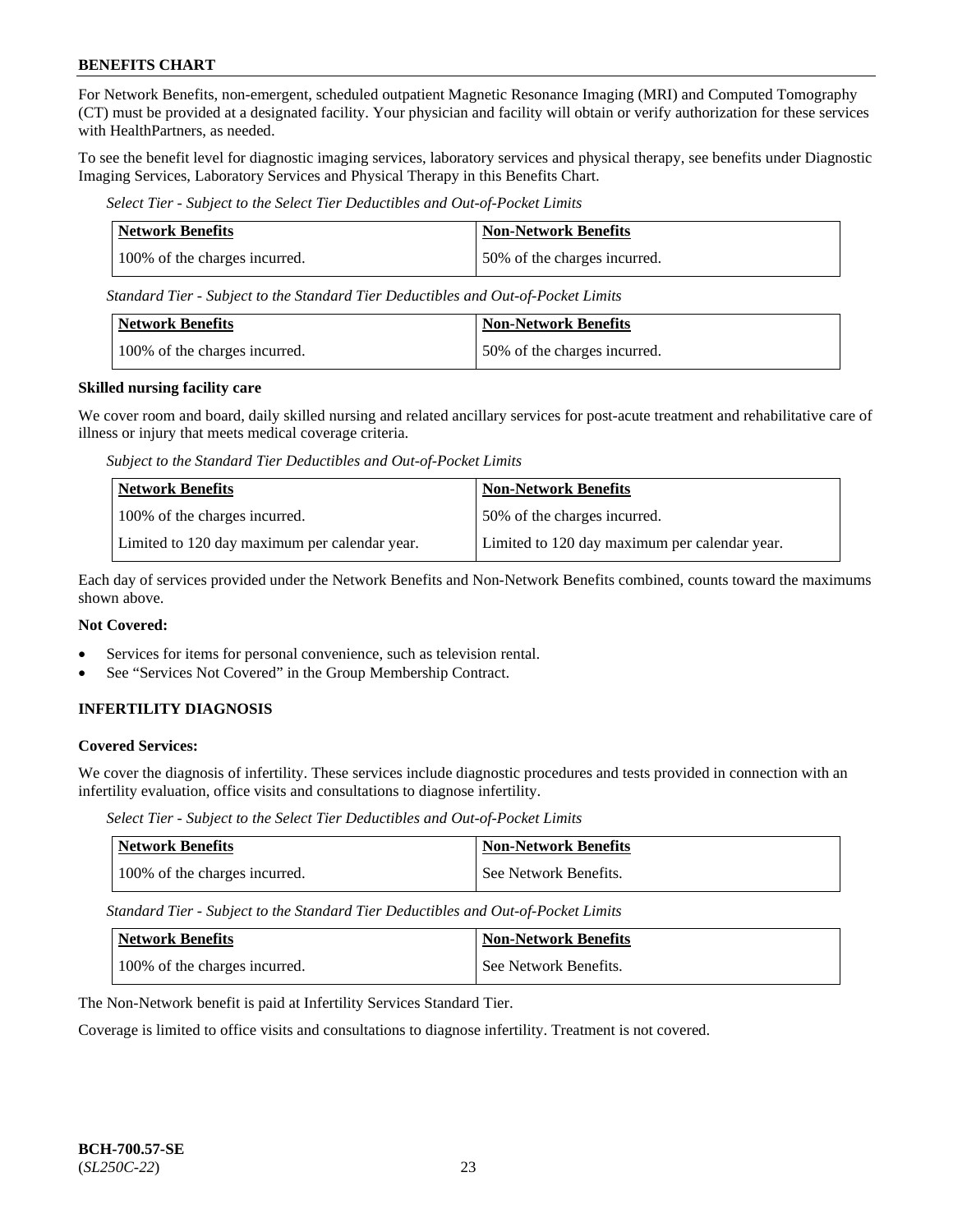For Network Benefits, non-emergent, scheduled outpatient Magnetic Resonance Imaging (MRI) and Computed Tomography (CT) must be provided at a designated facility. Your physician and facility will obtain or verify authorization for these services with HealthPartners, as needed.

To see the benefit level for diagnostic imaging services, laboratory services and physical therapy, see benefits under Diagnostic Imaging Services, Laboratory Services and Physical Therapy in this Benefits Chart.

*Select Tier - Subject to the Select Tier Deductibles and Out-of-Pocket Limits*

| Network Benefits | Non-Network Benefits |
|---|---|
| 100% of the charges incurred. | 50% of the charges incurred. |

*Standard Tier - Subject to the Standard Tier Deductibles and Out-of-Pocket Limits*

| Network Benefits | Non-Network Benefits |
|---|---|
| 100% of the charges incurred. | 50% of the charges incurred. |

**Skilled nursing facility care**

We cover room and board, daily skilled nursing and related ancillary services for post-acute treatment and rehabilitative care of illness or injury that meets medical coverage criteria.

*Subject to the Standard Tier Deductibles and Out-of-Pocket Limits*

| Network Benefits | Non-Network Benefits |
|---|---|
| 100% of the charges incurred. | 50% of the charges incurred. |
| Limited to 120 day maximum per calendar year. | Limited to 120 day maximum per calendar year. |

Each day of services provided under the Network Benefits and Non-Network Benefits combined, counts toward the maximums shown above.

**Not Covered:**

- Services for items for personal convenience, such as television rental.
- See "Services Not Covered" in the Group Membership Contract.

## INFERTILITY DIAGNOSIS

**Covered Services:**

We cover the diagnosis of infertility. These services include diagnostic procedures and tests provided in connection with an infertility evaluation, office visits and consultations to diagnose infertility.

*Select Tier - Subject to the Select Tier Deductibles and Out-of-Pocket Limits*

| Network Benefits | Non-Network Benefits |
|---|---|
| 100% of the charges incurred. | See Network Benefits. |

*Standard Tier - Subject to the Standard Tier Deductibles and Out-of-Pocket Limits*

| Network Benefits | Non-Network Benefits |
|---|---|
| 100% of the charges incurred. | See Network Benefits. |

The Non-Network benefit is paid at Infertility Services Standard Tier.

Coverage is limited to office visits and consultations to diagnose infertility. Treatment is not covered.

**BCH-700.57-SE**
(*SL250C-22*)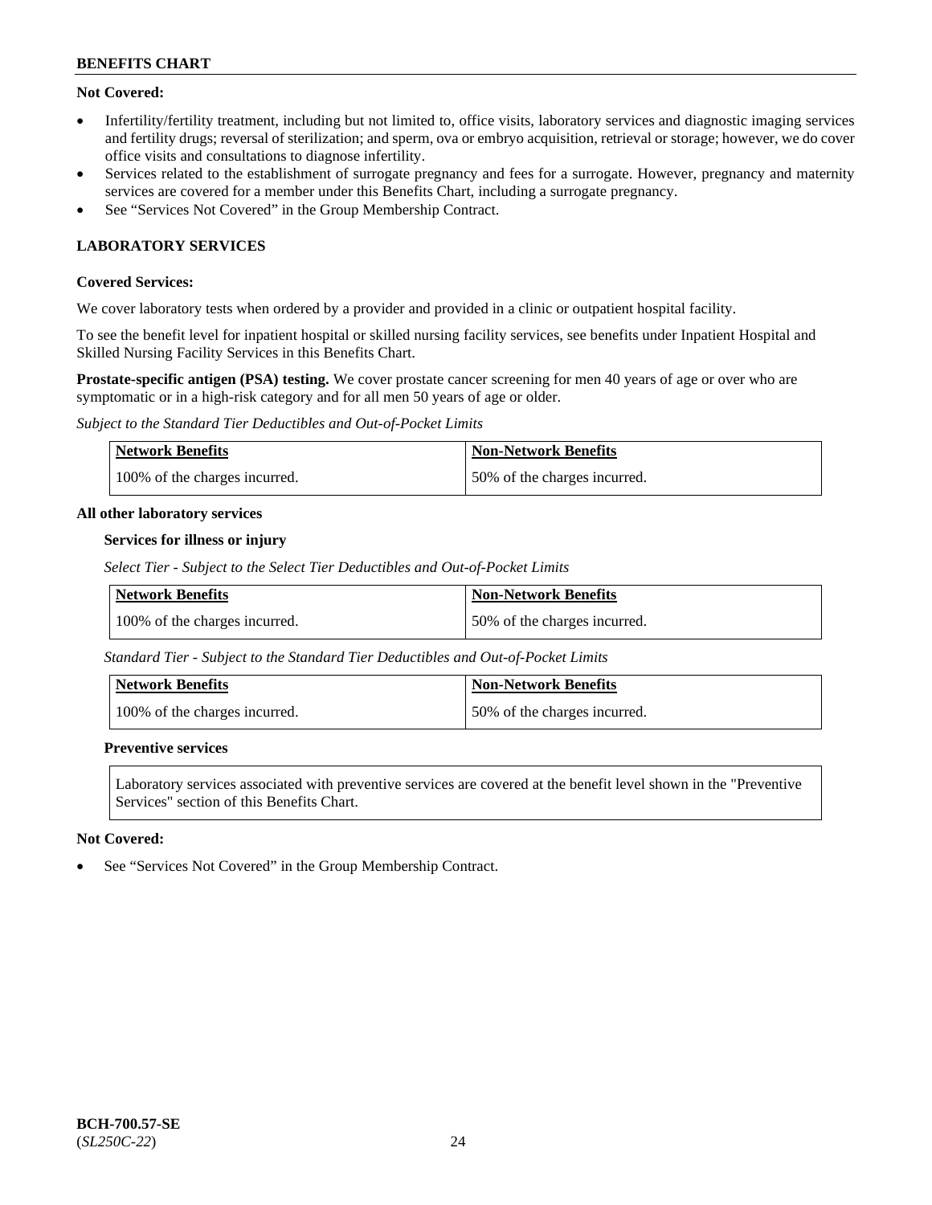**Not Covered:**

- Infertility/fertility treatment, including but not limited to, office visits, laboratory services and diagnostic imaging services and fertility drugs; reversal of sterilization; and sperm, ova or embryo acquisition, retrieval or storage; however, we do cover office visits and consultations to diagnose infertility.
- Services related to the establishment of surrogate pregnancy and fees for a surrogate. However, pregnancy and maternity services are covered for a member under this Benefits Chart, including a surrogate pregnancy.
- See "Services Not Covered" in the Group Membership Contract.

## LABORATORY SERVICES

**Covered Services:**

We cover laboratory tests when ordered by a provider and provided in a clinic or outpatient hospital facility.

To see the benefit level for inpatient hospital or skilled nursing facility services, see benefits under Inpatient Hospital and Skilled Nursing Facility Services in this Benefits Chart.

**Prostate-specific antigen (PSA) testing.** We cover prostate cancer screening for men 40 years of age or over who are symptomatic or in a high-risk category and for all men 50 years of age or older.

*Subject to the Standard Tier Deductibles and Out-of-Pocket Limits*

| Network Benefits | Non-Network Benefits |
|---|---|
| 100% of the charges incurred. | 50% of the charges incurred. |

**All other laboratory services**

**Services for illness or injury**

*Select Tier - Subject to the Select Tier Deductibles and Out-of-Pocket Limits*

| Network Benefits | Non-Network Benefits |
|---|---|
| 100% of the charges incurred. | 50% of the charges incurred. |

*Standard Tier - Subject to the Standard Tier Deductibles and Out-of-Pocket Limits*

| Network Benefits | Non-Network Benefits |
|---|---|
| 100% of the charges incurred. | 50% of the charges incurred. |

**Preventive services**

Laboratory services associated with preventive services are covered at the benefit level shown in the "Preventive Services" section of this Benefits Chart.

**Not Covered:**

- See "Services Not Covered" in the Group Membership Contract.

**BCH-700.57-SE**
(*SL250C-22*)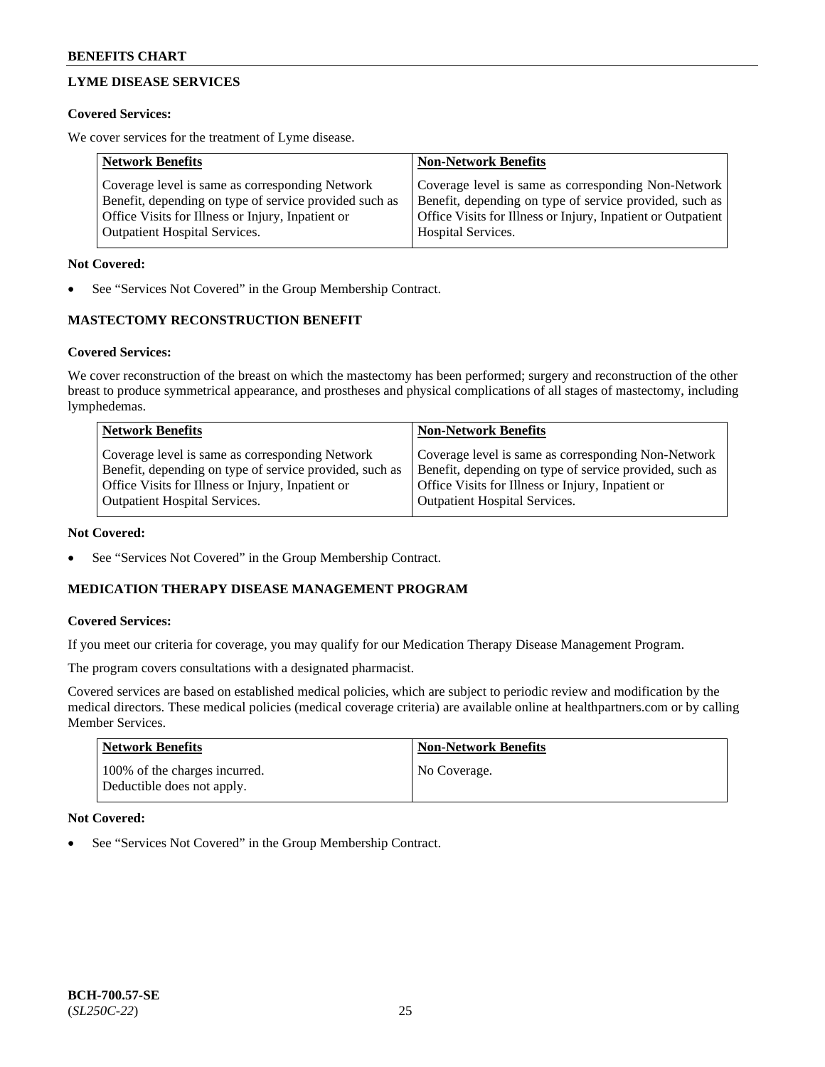## LYME DISEASE SERVICES

**Covered Services:**

We cover services for the treatment of Lyme disease.

| Network Benefits | Non-Network Benefits |
|---|---|
| Coverage level is same as corresponding Network Benefit, depending on type of service provided such as Office Visits for Illness or Injury, Inpatient or Outpatient Hospital Services. | Coverage level is same as corresponding Non-Network Benefit, depending on type of service provided, such as Office Visits for Illness or Injury, Inpatient or Outpatient Hospital Services. |

**Not Covered:**

- See "Services Not Covered" in the Group Membership Contract.

## MASTECTOMY RECONSTRUCTION BENEFIT

**Covered Services:**

We cover reconstruction of the breast on which the mastectomy has been performed; surgery and reconstruction of the other breast to produce symmetrical appearance, and prostheses and physical complications of all stages of mastectomy, including lymphedemas.

| Network Benefits | Non-Network Benefits |
|---|---|
| Coverage level is same as corresponding Network Benefit, depending on type of service provided, such as Office Visits for Illness or Injury, Inpatient or Outpatient Hospital Services. | Coverage level is same as corresponding Non-Network Benefit, depending on type of service provided, such as Office Visits for Illness or Injury, Inpatient or Outpatient Hospital Services. |

**Not Covered:**

- See "Services Not Covered" in the Group Membership Contract.

## MEDICATION THERAPY DISEASE MANAGEMENT PROGRAM

**Covered Services:**

If you meet our criteria for coverage, you may qualify for our Medication Therapy Disease Management Program.

The program covers consultations with a designated pharmacist.

Covered services are based on established medical policies, which are subject to periodic review and modification by the medical directors. These medical policies (medical coverage criteria) are available online at healthpartners.com or by calling Member Services.

| Network Benefits | Non-Network Benefits |
|---|---|
| 100% of the charges incurred. Deductible does not apply. | No Coverage. |

**Not Covered:**

- See "Services Not Covered" in the Group Membership Contract.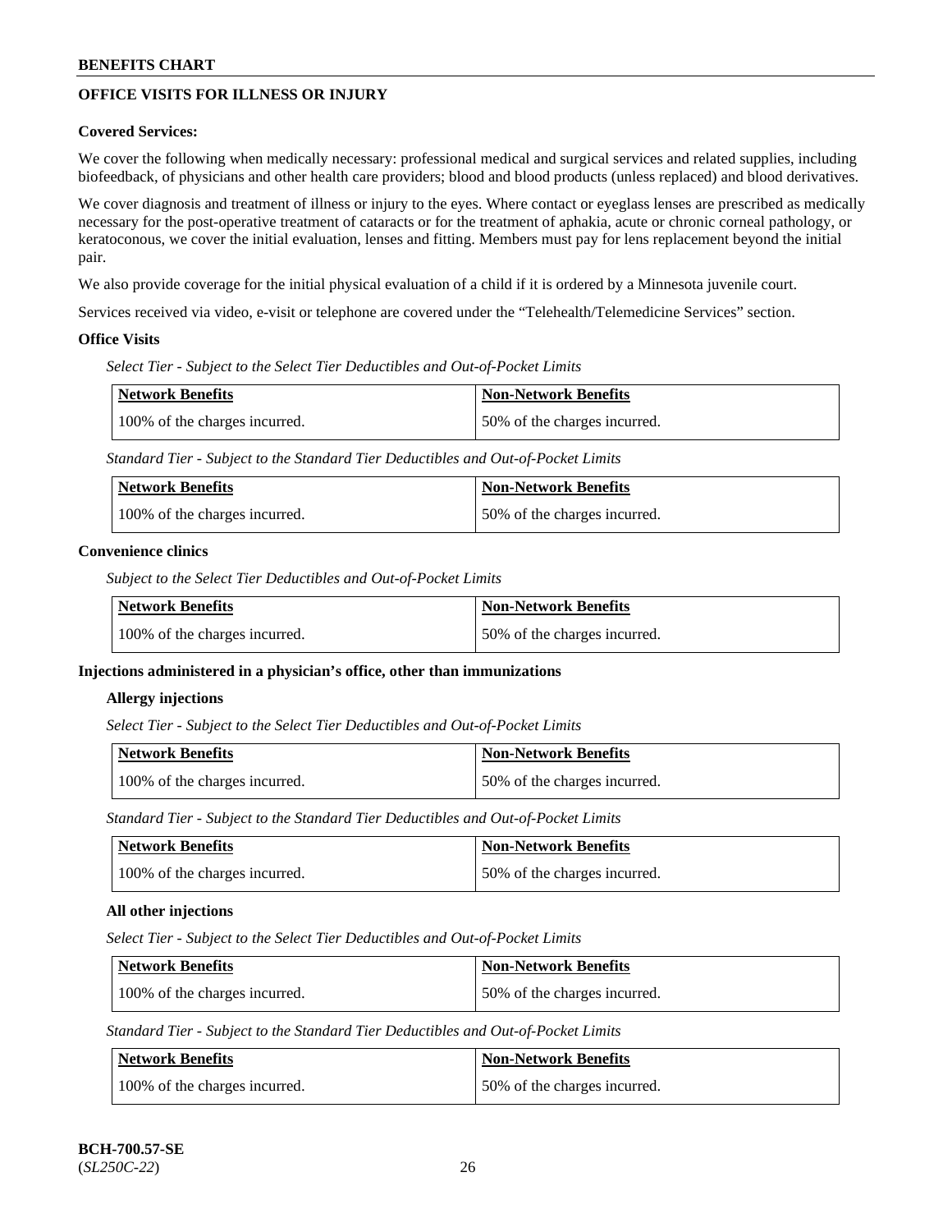## OFFICE VISITS FOR ILLNESS OR INJURY

**Covered Services:**

We cover the following when medically necessary: professional medical and surgical services and related supplies, including biofeedback, of physicians and other health care providers; blood and blood products (unless replaced) and blood derivatives.

We cover diagnosis and treatment of illness or injury to the eyes. Where contact or eyeglass lenses are prescribed as medically necessary for the post-operative treatment of cataracts or for the treatment of aphakia, acute or chronic corneal pathology, or keratoconous, we cover the initial evaluation, lenses and fitting. Members must pay for lens replacement beyond the initial pair.

We also provide coverage for the initial physical evaluation of a child if it is ordered by a Minnesota juvenile court.

Services received via video, e-visit or telephone are covered under the "Telehealth/Telemedicine Services" section.

**Office Visits**

*Select Tier - Subject to the Select Tier Deductibles and Out-of-Pocket Limits*

| Network Benefits | Non-Network Benefits |
|---|---|
| 100% of the charges incurred. | 50% of the charges incurred. |

*Standard Tier - Subject to the Standard Tier Deductibles and Out-of-Pocket Limits*

| Network Benefits | Non-Network Benefits |
|---|---|
| 100% of the charges incurred. | 50% of the charges incurred. |

**Convenience clinics**

*Subject to the Select Tier Deductibles and Out-of-Pocket Limits*

| Network Benefits | Non-Network Benefits |
|---|---|
| 100% of the charges incurred. | 50% of the charges incurred. |

**Injections administered in a physician's office, other than immunizations**

**Allergy injections**

*Select Tier - Subject to the Select Tier Deductibles and Out-of-Pocket Limits*

| Network Benefits | Non-Network Benefits |
|---|---|
| 100% of the charges incurred. | 50% of the charges incurred. |

*Standard Tier - Subject to the Standard Tier Deductibles and Out-of-Pocket Limits*

| Network Benefits | Non-Network Benefits |
|---|---|
| 100% of the charges incurred. | 50% of the charges incurred. |

**All other injections**

*Select Tier - Subject to the Select Tier Deductibles and Out-of-Pocket Limits*

| Network Benefits | Non-Network Benefits |
|---|---|
| 100% of the charges incurred. | 50% of the charges incurred. |

*Standard Tier - Subject to the Standard Tier Deductibles and Out-of-Pocket Limits*

| Network Benefits | Non-Network Benefits |
|---|---|
| 100% of the charges incurred. | 50% of the charges incurred. |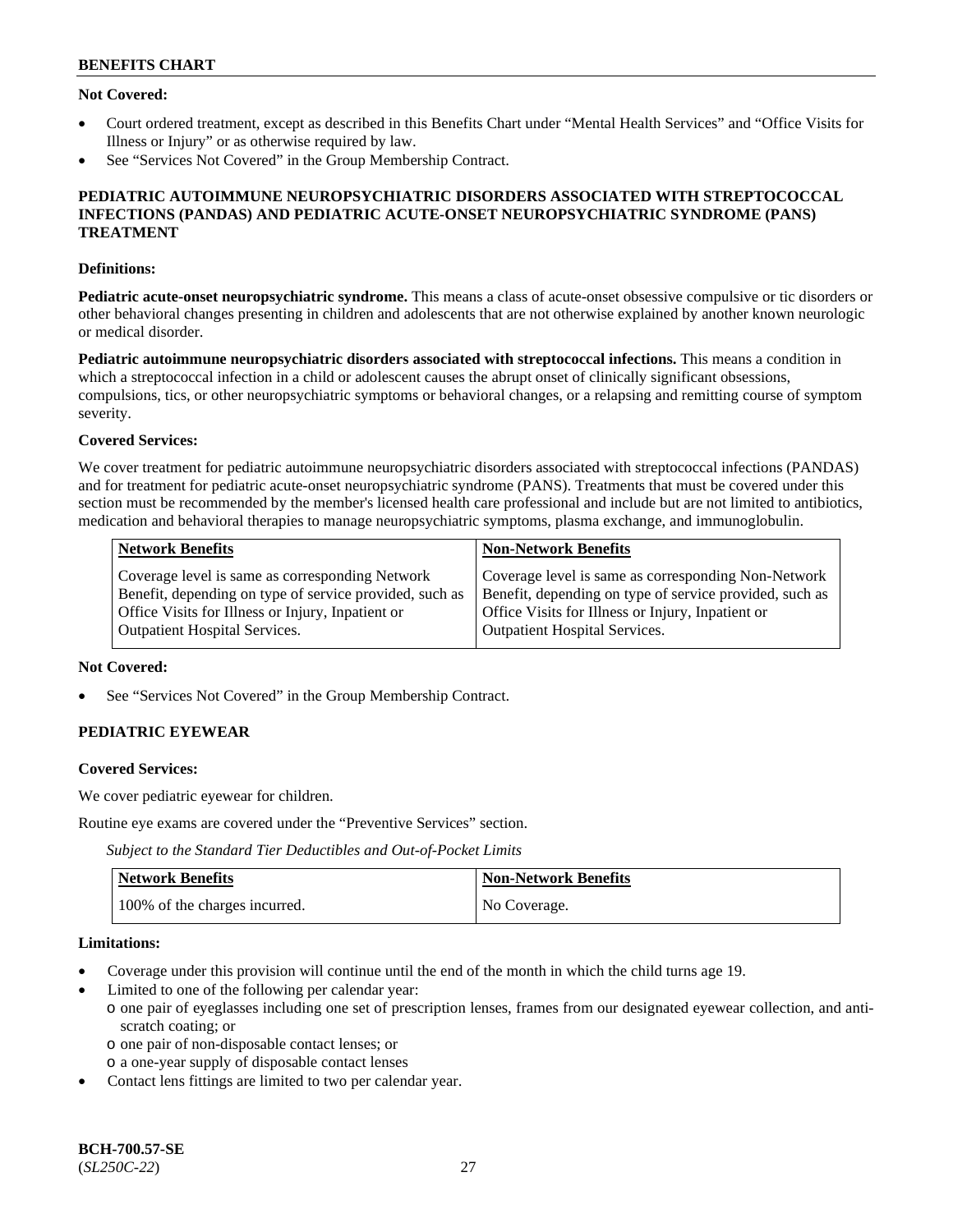**Not Covered:**

- Court ordered treatment, except as described in this Benefits Chart under "Mental Health Services" and "Office Visits for Illness or Injury" or as otherwise required by law.
- See "Services Not Covered" in the Group Membership Contract.

## PEDIATRIC AUTOIMMUNE NEUROPSYCHIATRIC DISORDERS ASSOCIATED WITH STREPTOCOCCAL INFECTIONS (PANDAS) AND PEDIATRIC ACUTE-ONSET NEUROPSYCHIATRIC SYNDROME (PANS) TREATMENT

**Definitions:**

**Pediatric acute-onset neuropsychiatric syndrome.** This means a class of acute-onset obsessive compulsive or tic disorders or other behavioral changes presenting in children and adolescents that are not otherwise explained by another known neurologic or medical disorder.

**Pediatric autoimmune neuropsychiatric disorders associated with streptococcal infections.** This means a condition in which a streptococcal infection in a child or adolescent causes the abrupt onset of clinically significant obsessions, compulsions, tics, or other neuropsychiatric symptoms or behavioral changes, or a relapsing and remitting course of symptom severity.

**Covered Services:**

We cover treatment for pediatric autoimmune neuropsychiatric disorders associated with streptococcal infections (PANDAS) and for treatment for pediatric acute-onset neuropsychiatric syndrome (PANS). Treatments that must be covered under this section must be recommended by the member's licensed health care professional and include but are not limited to antibiotics, medication and behavioral therapies to manage neuropsychiatric symptoms, plasma exchange, and immunoglobulin.

| Network Benefits | Non-Network Benefits |
|---|---|
| Coverage level is same as corresponding Network Benefit, depending on type of service provided, such as Office Visits for Illness or Injury, Inpatient or Outpatient Hospital Services. | Coverage level is same as corresponding Non-Network Benefit, depending on type of service provided, such as Office Visits for Illness or Injury, Inpatient or Outpatient Hospital Services. |

**Not Covered:**

- See "Services Not Covered" in the Group Membership Contract.

## PEDIATRIC EYEWEAR

**Covered Services:**

We cover pediatric eyewear for children.

Routine eye exams are covered under the "Preventive Services" section.

*Subject to the Standard Tier Deductibles and Out-of-Pocket Limits*

| Network Benefits | Non-Network Benefits |
|---|---|
| 100% of the charges incurred. | No Coverage. |

**Limitations:**

- Coverage under this provision will continue until the end of the month in which the child turns age 19.
- Limited to one of the following per calendar year:
  - one pair of eyeglasses including one set of prescription lenses, frames from our designated eyewear collection, and anti-scratch coating; or
  - one pair of non-disposable contact lenses; or
  - a one-year supply of disposable contact lenses
- Contact lens fittings are limited to two per calendar year.

BCH-700.57-SE
(*SL250C-22*)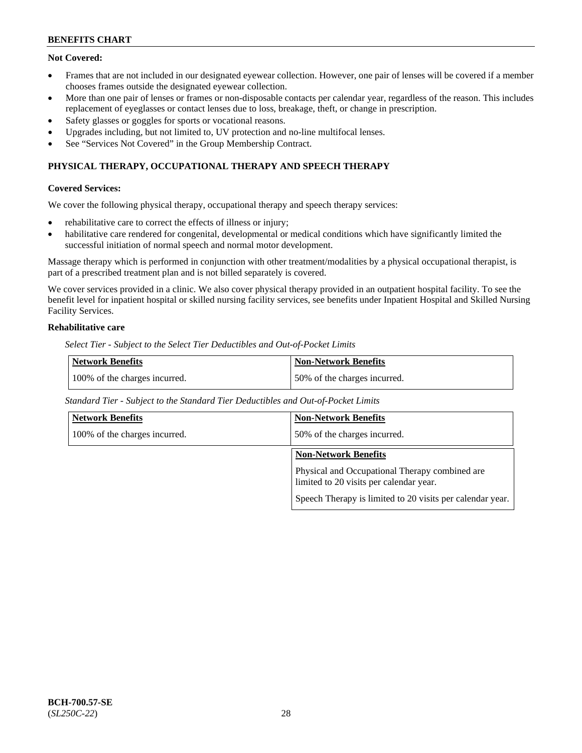**Not Covered:**

- Frames that are not included in our designated eyewear collection. However, one pair of lenses will be covered if a member chooses frames outside the designated eyewear collection.
- More than one pair of lenses or frames or non-disposable contacts per calendar year, regardless of the reason. This includes replacement of eyeglasses or contact lenses due to loss, breakage, theft, or change in prescription.
- Safety glasses or goggles for sports or vocational reasons.
- Upgrades including, but not limited to, UV protection and no-line multifocal lenses.
- See "Services Not Covered" in the Group Membership Contract.

## PHYSICAL THERAPY, OCCUPATIONAL THERAPY AND SPEECH THERAPY

**Covered Services:**

We cover the following physical therapy, occupational therapy and speech therapy services:

- rehabilitative care to correct the effects of illness or injury;
- habilitative care rendered for congenital, developmental or medical conditions which have significantly limited the successful initiation of normal speech and normal motor development.

Massage therapy which is performed in conjunction with other treatment/modalities by a physical occupational therapist, is part of a prescribed treatment plan and is not billed separately is covered.

We cover services provided in a clinic. We also cover physical therapy provided in an outpatient hospital facility. To see the benefit level for inpatient hospital or skilled nursing facility services, see benefits under Inpatient Hospital and Skilled Nursing Facility Services.

**Rehabilitative care**

*Select Tier - Subject to the Select Tier Deductibles and Out-of-Pocket Limits*

| Network Benefits | Non-Network Benefits |
|---|---|
| 100% of the charges incurred. | 50% of the charges incurred. |

*Standard Tier - Subject to the Standard Tier Deductibles and Out-of-Pocket Limits*

| Network Benefits | Non-Network Benefits |
|---|---|
| 100% of the charges incurred. | 50% of the charges incurred. |

| Non-Network Benefits |
|---|
| Physical and Occupational Therapy combined are limited to 20 visits per calendar year.<br><br>Speech Therapy is limited to 20 visits per calendar year. |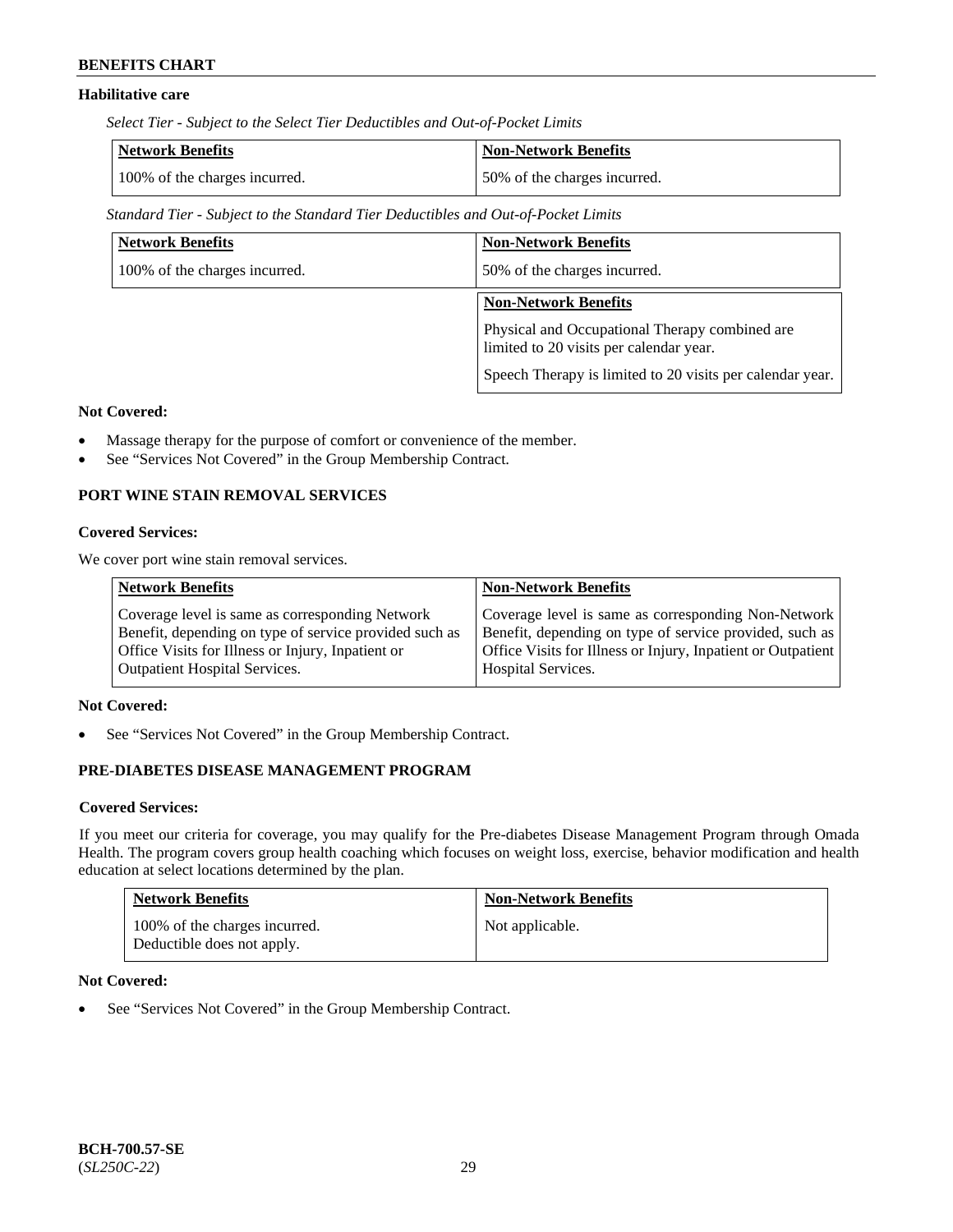### Habilitative care

*Select Tier - Subject to the Select Tier Deductibles and Out-of-Pocket Limits*

| Network Benefits | Non-Network Benefits |
|---|---|
| 100% of the charges incurred. | 50% of the charges incurred. |

*Standard Tier - Subject to the Standard Tier Deductibles and Out-of-Pocket Limits*

| Network Benefits | Non-Network Benefits |
|---|---|
| 100% of the charges incurred. | 50% of the charges incurred. |

| Non-Network Benefits |
|---|
| Physical and Occupational Therapy combined are limited to 20 visits per calendar year.<br><br>Speech Therapy is limited to 20 visits per calendar year. |

**Not Covered:**

- Massage therapy for the purpose of comfort or convenience of the member.
- See "Services Not Covered" in the Group Membership Contract.

## PORT WINE STAIN REMOVAL SERVICES

**Covered Services:**

We cover port wine stain removal services.

| Network Benefits | Non-Network Benefits |
|---|---|
| Coverage level is same as corresponding Network Benefit, depending on type of service provided such as Office Visits for Illness or Injury, Inpatient or Outpatient Hospital Services. | Coverage level is same as corresponding Non-Network Benefit, depending on type of service provided, such as Office Visits for Illness or Injury, Inpatient or Outpatient Hospital Services. |

**Not Covered:**

- See "Services Not Covered" in the Group Membership Contract.

## PRE-DIABETES DISEASE MANAGEMENT PROGRAM

**Covered Services:**

If you meet our criteria for coverage, you may qualify for the Pre-diabetes Disease Management Program through Omada Health. The program covers group health coaching which focuses on weight loss, exercise, behavior modification and health education at select locations determined by the plan.

| Network Benefits | Non-Network Benefits |
|---|---|
| 100% of the charges incurred.<br>Deductible does not apply. | Not applicable. |

**Not Covered:**

- See "Services Not Covered" in the Group Membership Contract.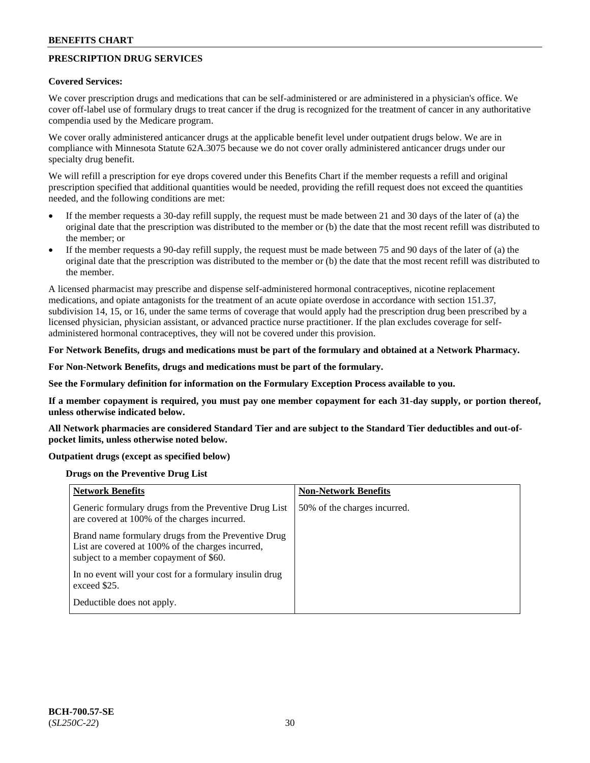## PRESCRIPTION DRUG SERVICES

**Covered Services:**

We cover prescription drugs and medications that can be self-administered or are administered in a physician's office. We cover off-label use of formulary drugs to treat cancer if the drug is recognized for the treatment of cancer in any authoritative compendia used by the Medicare program.

We cover orally administered anticancer drugs at the applicable benefit level under outpatient drugs below. We are in compliance with Minnesota Statute 62A.3075 because we do not cover orally administered anticancer drugs under our specialty drug benefit.

We will refill a prescription for eye drops covered under this Benefits Chart if the member requests a refill and original prescription specified that additional quantities would be needed, providing the refill request does not exceed the quantities needed, and the following conditions are met:

- If the member requests a 30-day refill supply, the request must be made between 21 and 30 days of the later of (a) the original date that the prescription was distributed to the member or (b) the date that the most recent refill was distributed to the member; or
- If the member requests a 90-day refill supply, the request must be made between 75 and 90 days of the later of (a) the original date that the prescription was distributed to the member or (b) the date that the most recent refill was distributed to the member.

A licensed pharmacist may prescribe and dispense self-administered hormonal contraceptives, nicotine replacement medications, and opiate antagonists for the treatment of an acute opiate overdose in accordance with section 151.37, subdivision 14, 15, or 16, under the same terms of coverage that would apply had the prescription drug been prescribed by a licensed physician, physician assistant, or advanced practice nurse practitioner. If the plan excludes coverage for self-administered hormonal contraceptives, they will not be covered under this provision.

**For Network Benefits, drugs and medications must be part of the formulary and obtained at a Network Pharmacy.**

**For Non-Network Benefits, drugs and medications must be part of the formulary.**

**See the Formulary definition for information on the Formulary Exception Process available to you.**

**If a member copayment is required, you must pay one member copayment for each 31-day supply, or portion thereof, unless otherwise indicated below.**

**All Network pharmacies are considered Standard Tier and are subject to the Standard Tier deductibles and out-of-pocket limits, unless otherwise noted below.**

**Outpatient drugs (except as specified below)**

**Drugs on the Preventive Drug List**

| Network Benefits | Non-Network Benefits |
|---|---|
| Generic formulary drugs from the Preventive Drug List are covered at 100% of the charges incurred.<br><br>Brand name formulary drugs from the Preventive Drug List are covered at 100% of the charges incurred, subject to a member copayment of $60.<br><br>In no event will your cost for a formulary insulin drug exceed $25.<br><br>Deductible does not apply. | 50% of the charges incurred. |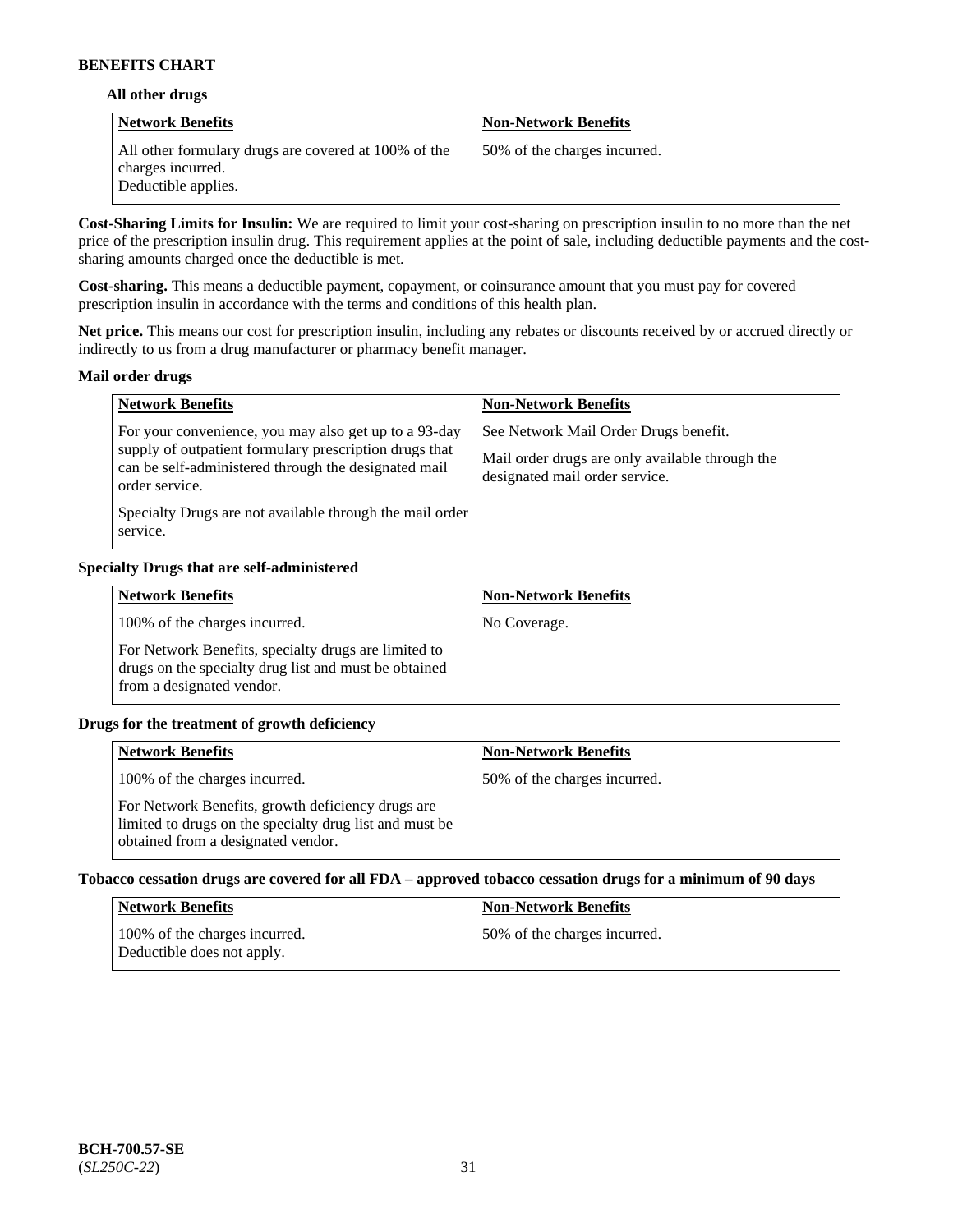#### All other drugs

| Network Benefits | Non-Network Benefits |
|---|---|
| All other formulary drugs are covered at 100% of the charges incurred.<br>Deductible applies. | 50% of the charges incurred. |

**Cost-Sharing Limits for Insulin:** We are required to limit your cost-sharing on prescription insulin to no more than the net price of the prescription insulin drug. This requirement applies at the point of sale, including deductible payments and the cost-sharing amounts charged once the deductible is met.

**Cost-sharing.** This means a deductible payment, copayment, or coinsurance amount that you must pay for covered prescription insulin in accordance with the terms and conditions of this health plan.

**Net price.** This means our cost for prescription insulin, including any rebates or discounts received by or accrued directly or indirectly to us from a drug manufacturer or pharmacy benefit manager.

#### Mail order drugs

| Network Benefits | Non-Network Benefits |
|---|---|
| For your convenience, you may also get up to a 93-day supply of outpatient formulary prescription drugs that can be self-administered through the designated mail order service.<br><br>Specialty Drugs are not available through the mail order service. | See Network Mail Order Drugs benefit.<br><br>Mail order drugs are only available through the designated mail order service. |

#### Specialty Drugs that are self-administered

| Network Benefits | Non-Network Benefits |
|---|---|
| 100% of the charges incurred.<br><br>For Network Benefits, specialty drugs are limited to drugs on the specialty drug list and must be obtained from a designated vendor. | No Coverage. |

#### Drugs for the treatment of growth deficiency

| Network Benefits | Non-Network Benefits |
|---|---|
| 100% of the charges incurred.<br><br>For Network Benefits, growth deficiency drugs are limited to drugs on the specialty drug list and must be obtained from a designated vendor. | 50% of the charges incurred. |

#### Tobacco cessation drugs are covered for all FDA – approved tobacco cessation drugs for a minimum of 90 days

| Network Benefits | Non-Network Benefits |
|---|---|
| 100% of the charges incurred.<br>Deductible does not apply. | 50% of the charges incurred. |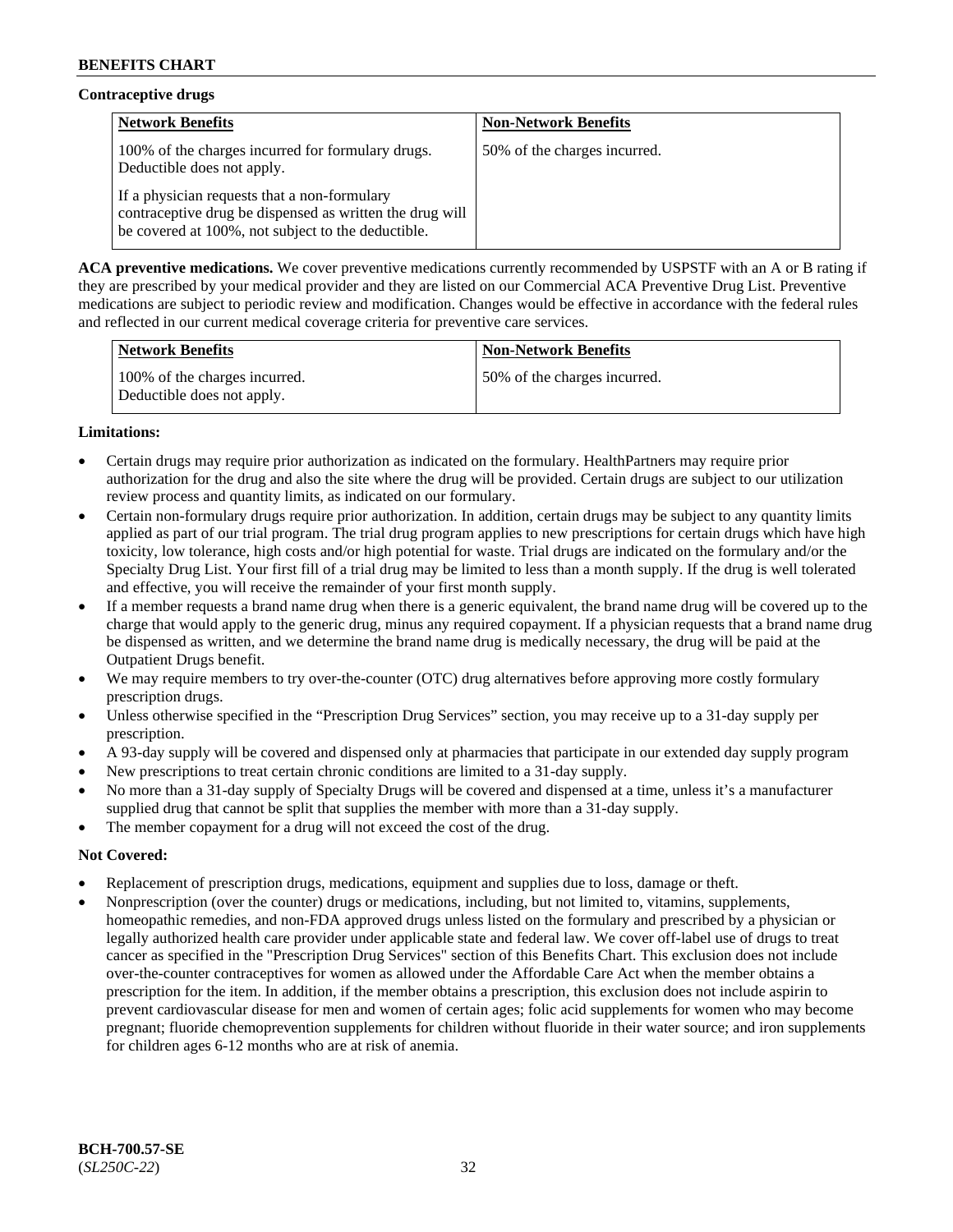**Contraceptive drugs**

| Network Benefits | Non-Network Benefits |
|---|---|
| 100% of the charges incurred for formulary drugs. Deductible does not apply.<br><br>If a physician requests that a non-formulary contraceptive drug be dispensed as written the drug will be covered at 100%, not subject to the deductible. | 50% of the charges incurred. |

**ACA preventive medications.** We cover preventive medications currently recommended by USPSTF with an A or B rating if they are prescribed by your medical provider and they are listed on our Commercial ACA Preventive Drug List. Preventive medications are subject to periodic review and modification. Changes would be effective in accordance with the federal rules and reflected in our current medical coverage criteria for preventive care services.

| Network Benefits | Non-Network Benefits |
|---|---|
| 100% of the charges incurred. Deductible does not apply. | 50% of the charges incurred. |

**Limitations:**

- Certain drugs may require prior authorization as indicated on the formulary. HealthPartners may require prior authorization for the drug and also the site where the drug will be provided. Certain drugs are subject to our utilization review process and quantity limits, as indicated on our formulary.
- Certain non-formulary drugs require prior authorization. In addition, certain drugs may be subject to any quantity limits applied as part of our trial program. The trial drug program applies to new prescriptions for certain drugs which have high toxicity, low tolerance, high costs and/or high potential for waste. Trial drugs are indicated on the formulary and/or the Specialty Drug List. Your first fill of a trial drug may be limited to less than a month supply. If the drug is well tolerated and effective, you will receive the remainder of your first month supply.
- If a member requests a brand name drug when there is a generic equivalent, the brand name drug will be covered up to the charge that would apply to the generic drug, minus any required copayment. If a physician requests that a brand name drug be dispensed as written, and we determine the brand name drug is medically necessary, the drug will be paid at the Outpatient Drugs benefit.
- We may require members to try over-the-counter (OTC) drug alternatives before approving more costly formulary prescription drugs.
- Unless otherwise specified in the "Prescription Drug Services" section, you may receive up to a 31-day supply per prescription.
- A 93-day supply will be covered and dispensed only at pharmacies that participate in our extended day supply program
- New prescriptions to treat certain chronic conditions are limited to a 31-day supply.
- No more than a 31-day supply of Specialty Drugs will be covered and dispensed at a time, unless it's a manufacturer supplied drug that cannot be split that supplies the member with more than a 31-day supply.
- The member copayment for a drug will not exceed the cost of the drug.

**Not Covered:**

- Replacement of prescription drugs, medications, equipment and supplies due to loss, damage or theft.
- Nonprescription (over the counter) drugs or medications, including, but not limited to, vitamins, supplements, homeopathic remedies, and non-FDA approved drugs unless listed on the formulary and prescribed by a physician or legally authorized health care provider under applicable state and federal law. We cover off-label use of drugs to treat cancer as specified in the "Prescription Drug Services" section of this Benefits Chart. This exclusion does not include over-the-counter contraceptives for women as allowed under the Affordable Care Act when the member obtains a prescription for the item. In addition, if the member obtains a prescription, this exclusion does not include aspirin to prevent cardiovascular disease for men and women of certain ages; folic acid supplements for women who may become pregnant; fluoride chemoprevention supplements for children without fluoride in their water source; and iron supplements for children ages 6-12 months who are at risk of anemia.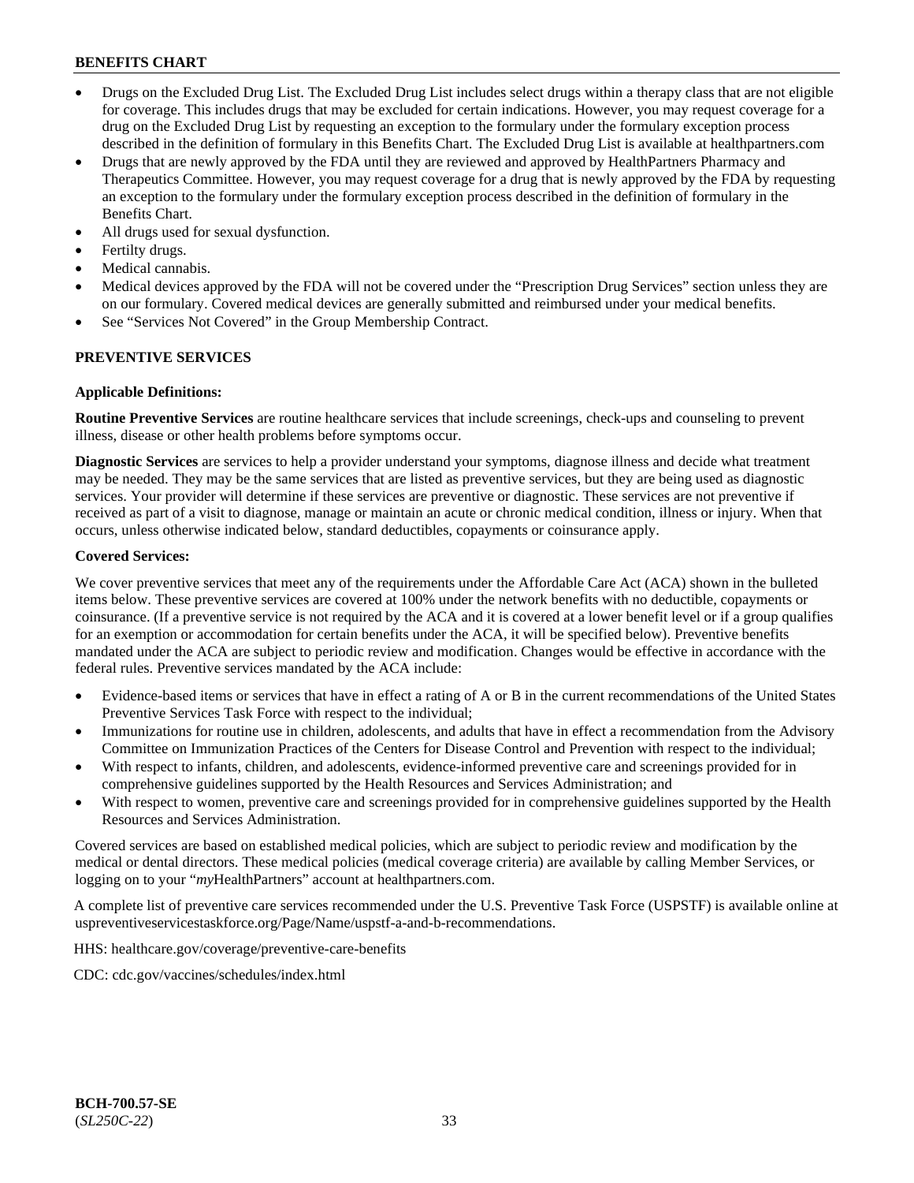- Drugs on the Excluded Drug List. The Excluded Drug List includes select drugs within a therapy class that are not eligible for coverage. This includes drugs that may be excluded for certain indications. However, you may request coverage for a drug on the Excluded Drug List by requesting an exception to the formulary under the formulary exception process described in the definition of formulary in this Benefits Chart. The Excluded Drug List is available at healthpartners.com
- Drugs that are newly approved by the FDA until they are reviewed and approved by HealthPartners Pharmacy and Therapeutics Committee. However, you may request coverage for a drug that is newly approved by the FDA by requesting an exception to the formulary under the formulary exception process described in the definition of formulary in the Benefits Chart.
- All drugs used for sexual dysfunction.
- Fertilty drugs.
- Medical cannabis.
- Medical devices approved by the FDA will not be covered under the "Prescription Drug Services" section unless they are on our formulary. Covered medical devices are generally submitted and reimbursed under your medical benefits.
- See "Services Not Covered" in the Group Membership Contract.

## PREVENTIVE SERVICES

**Applicable Definitions:**

**Routine Preventive Services** are routine healthcare services that include screenings, check-ups and counseling to prevent illness, disease or other health problems before symptoms occur.

**Diagnostic Services** are services to help a provider understand your symptoms, diagnose illness and decide what treatment may be needed. They may be the same services that are listed as preventive services, but they are being used as diagnostic services. Your provider will determine if these services are preventive or diagnostic. These services are not preventive if received as part of a visit to diagnose, manage or maintain an acute or chronic medical condition, illness or injury. When that occurs, unless otherwise indicated below, standard deductibles, copayments or coinsurance apply.

**Covered Services:**

We cover preventive services that meet any of the requirements under the Affordable Care Act (ACA) shown in the bulleted items below. These preventive services are covered at 100% under the network benefits with no deductible, copayments or coinsurance. (If a preventive service is not required by the ACA and it is covered at a lower benefit level or if a group qualifies for an exemption or accommodation for certain benefits under the ACA, it will be specified below). Preventive benefits mandated under the ACA are subject to periodic review and modification. Changes would be effective in accordance with the federal rules. Preventive services mandated by the ACA include:

- Evidence-based items or services that have in effect a rating of A or B in the current recommendations of the United States Preventive Services Task Force with respect to the individual;
- Immunizations for routine use in children, adolescents, and adults that have in effect a recommendation from the Advisory Committee on Immunization Practices of the Centers for Disease Control and Prevention with respect to the individual;
- With respect to infants, children, and adolescents, evidence-informed preventive care and screenings provided for in comprehensive guidelines supported by the Health Resources and Services Administration; and
- With respect to women, preventive care and screenings provided for in comprehensive guidelines supported by the Health Resources and Services Administration.

Covered services are based on established medical policies, which are subject to periodic review and modification by the medical or dental directors. These medical policies (medical coverage criteria) are available by calling Member Services, or logging on to your "*my*HealthPartners" account at healthpartners.com.

A complete list of preventive care services recommended under the U.S. Preventive Task Force (USPSTF) is available online at uspreventiveservicestaskforce.org/Page/Name/uspstf-a-and-b-recommendations.

HHS: healthcare.gov/coverage/preventive-care-benefits

CDC: cdc.gov/vaccines/schedules/index.html

**BCH-700.57-SE**
(*SL250C-22*)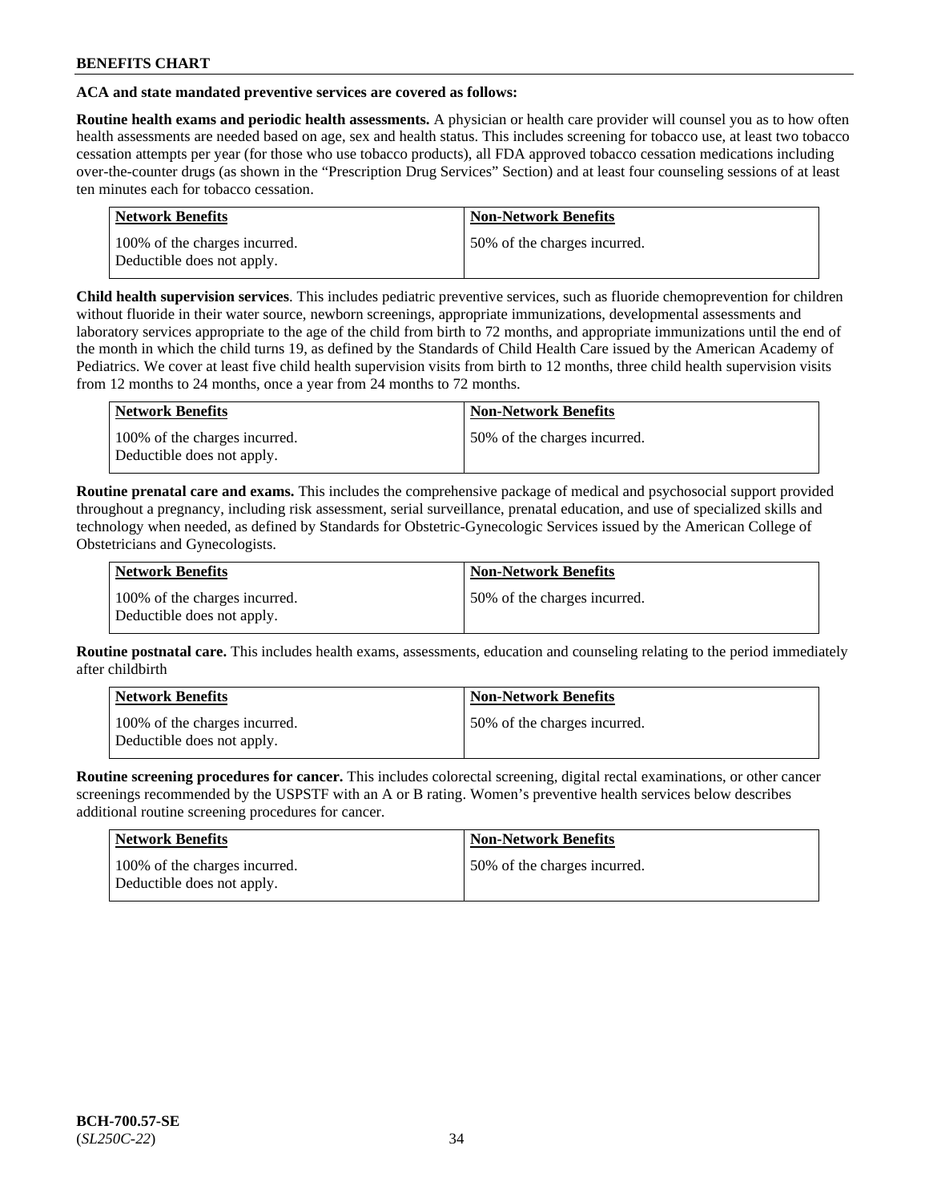**ACA and state mandated preventive services are covered as follows:**

**Routine health exams and periodic health assessments.** A physician or health care provider will counsel you as to how often health assessments are needed based on age, sex and health status. This includes screening for tobacco use, at least two tobacco cessation attempts per year (for those who use tobacco products), all FDA approved tobacco cessation medications including over-the-counter drugs (as shown in the "Prescription Drug Services" Section) and at least four counseling sessions of at least ten minutes each for tobacco cessation.

| Network Benefits | Non-Network Benefits |
|---|---|
| 100% of the charges incurred. Deductible does not apply. | 50% of the charges incurred. |

**Child health supervision services**. This includes pediatric preventive services, such as fluoride chemoprevention for children without fluoride in their water source, newborn screenings, appropriate immunizations, developmental assessments and laboratory services appropriate to the age of the child from birth to 72 months, and appropriate immunizations until the end of the month in which the child turns 19, as defined by the Standards of Child Health Care issued by the American Academy of Pediatrics. We cover at least five child health supervision visits from birth to 12 months, three child health supervision visits from 12 months to 24 months, once a year from 24 months to 72 months.

| Network Benefits | Non-Network Benefits |
|---|---|
| 100% of the charges incurred. Deductible does not apply. | 50% of the charges incurred. |

**Routine prenatal care and exams.** This includes the comprehensive package of medical and psychosocial support provided throughout a pregnancy, including risk assessment, serial surveillance, prenatal education, and use of specialized skills and technology when needed, as defined by Standards for Obstetric-Gynecologic Services issued by the American College of Obstetricians and Gynecologists.

| Network Benefits | Non-Network Benefits |
|---|---|
| 100% of the charges incurred. Deductible does not apply. | 50% of the charges incurred. |

**Routine postnatal care.** This includes health exams, assessments, education and counseling relating to the period immediately after childbirth

| Network Benefits | Non-Network Benefits |
|---|---|
| 100% of the charges incurred. Deductible does not apply. | 50% of the charges incurred. |

**Routine screening procedures for cancer.** This includes colorectal screening, digital rectal examinations, or other cancer screenings recommended by the USPSTF with an A or B rating. Women's preventive health services below describes additional routine screening procedures for cancer.

| Network Benefits | Non-Network Benefits |
|---|---|
| 100% of the charges incurred. Deductible does not apply. | 50% of the charges incurred. |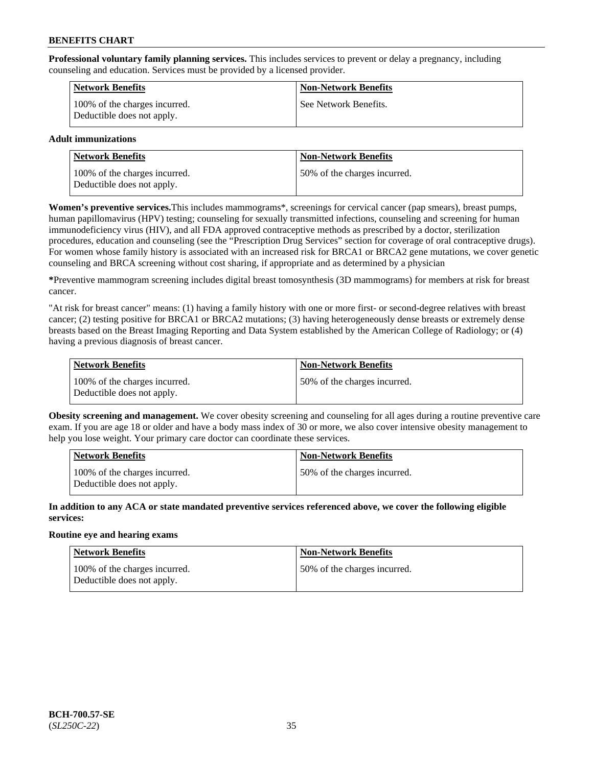**Professional voluntary family planning services.** This includes services to prevent or delay a pregnancy, including counseling and education. Services must be provided by a licensed provider.

| Network Benefits | Non-Network Benefits |
|---|---|
| 100% of the charges incurred. Deductible does not apply. | See Network Benefits. |

**Adult immunizations**

| Network Benefits | Non-Network Benefits |
|---|---|
| 100% of the charges incurred. Deductible does not apply. | 50% of the charges incurred. |

**Women's preventive services.**This includes mammograms*, screenings for cervical cancer (pap smears), breast pumps, human papillomavirus (HPV) testing; counseling for sexually transmitted infections, counseling and screening for human immunodeficiency virus (HIV), and all FDA approved contraceptive methods as prescribed by a doctor, sterilization procedures, education and counseling (see the "Prescription Drug Services" section for coverage of oral contraceptive drugs). For women whose family history is associated with an increased risk for BRCA1 or BRCA2 gene mutations, we cover genetic counseling and BRCA screening without cost sharing, if appropriate and as determined by a physician

**\***Preventive mammogram screening includes digital breast tomosynthesis (3D mammograms) for members at risk for breast cancer.

"At risk for breast cancer" means: (1) having a family history with one or more first- or second-degree relatives with breast cancer; (2) testing positive for BRCA1 or BRCA2 mutations; (3) having heterogeneously dense breasts or extremely dense breasts based on the Breast Imaging Reporting and Data System established by the American College of Radiology; or (4) having a previous diagnosis of breast cancer.

| Network Benefits | Non-Network Benefits |
|---|---|
| 100% of the charges incurred. Deductible does not apply. | 50% of the charges incurred. |

**Obesity screening and management.** We cover obesity screening and counseling for all ages during a routine preventive care exam. If you are age 18 or older and have a body mass index of 30 or more, we also cover intensive obesity management to help you lose weight. Your primary care doctor can coordinate these services.

| Network Benefits | Non-Network Benefits |
|---|---|
| 100% of the charges incurred. Deductible does not apply. | 50% of the charges incurred. |

**In addition to any ACA or state mandated preventive services referenced above, we cover the following eligible services:**

**Routine eye and hearing exams**

| Network Benefits | Non-Network Benefits |
|---|---|
| 100% of the charges incurred. Deductible does not apply. | 50% of the charges incurred. |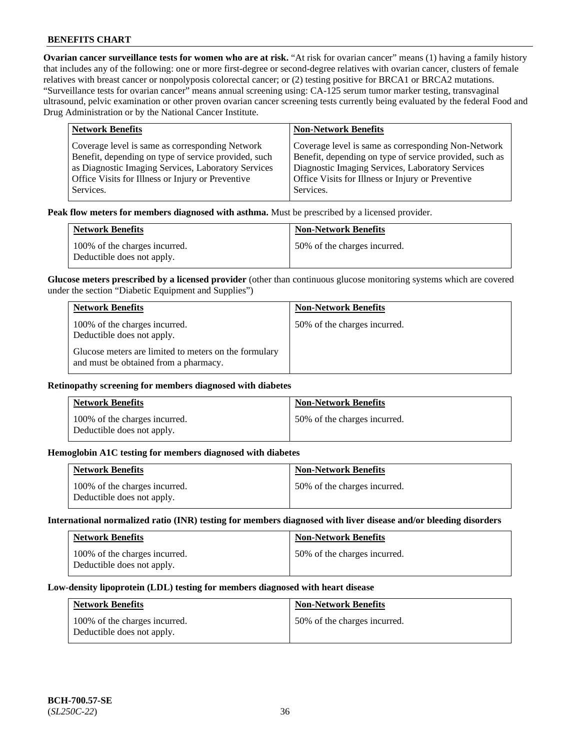**Ovarian cancer surveillance tests for women who are at risk.** "At risk for ovarian cancer" means (1) having a family history that includes any of the following: one or more first-degree or second-degree relatives with ovarian cancer, clusters of female relatives with breast cancer or nonpolyposis colorectal cancer; or (2) testing positive for BRCA1 or BRCA2 mutations. "Surveillance tests for ovarian cancer" means annual screening using: CA-125 serum tumor marker testing, transvaginal ultrasound, pelvic examination or other proven ovarian cancer screening tests currently being evaluated by the federal Food and Drug Administration or by the National Cancer Institute.

| Network Benefits | Non-Network Benefits |
|---|---|
| Coverage level is same as corresponding Network Benefit, depending on type of service provided, such as Diagnostic Imaging Services, Laboratory Services Office Visits for Illness or Injury or Preventive Services. | Coverage level is same as corresponding Non-Network Benefit, depending on type of service provided, such as Diagnostic Imaging Services, Laboratory Services Office Visits for Illness or Injury or Preventive Services. |

**Peak flow meters for members diagnosed with asthma.** Must be prescribed by a licensed provider.

| Network Benefits | Non-Network Benefits |
|---|---|
| 100% of the charges incurred. Deductible does not apply. | 50% of the charges incurred. |

**Glucose meters prescribed by a licensed provider** (other than continuous glucose monitoring systems which are covered under the section "Diabetic Equipment and Supplies")

| Network Benefits | Non-Network Benefits |
|---|---|
| 100% of the charges incurred. Deductible does not apply.<br><br>Glucose meters are limited to meters on the formulary and must be obtained from a pharmacy. | 50% of the charges incurred. |

**Retinopathy screening for members diagnosed with diabetes**

| Network Benefits | Non-Network Benefits |
|---|---|
| 100% of the charges incurred. Deductible does not apply. | 50% of the charges incurred. |

**Hemoglobin A1C testing for members diagnosed with diabetes**

| Network Benefits | Non-Network Benefits |
|---|---|
| 100% of the charges incurred. Deductible does not apply. | 50% of the charges incurred. |

**International normalized ratio (INR) testing for members diagnosed with liver disease and/or bleeding disorders**

| Network Benefits | Non-Network Benefits |
|---|---|
| 100% of the charges incurred. Deductible does not apply. | 50% of the charges incurred. |

**Low-density lipoprotein (LDL) testing for members diagnosed with heart disease**

| Network Benefits | Non-Network Benefits |
|---|---|
| 100% of the charges incurred. Deductible does not apply. | 50% of the charges incurred. |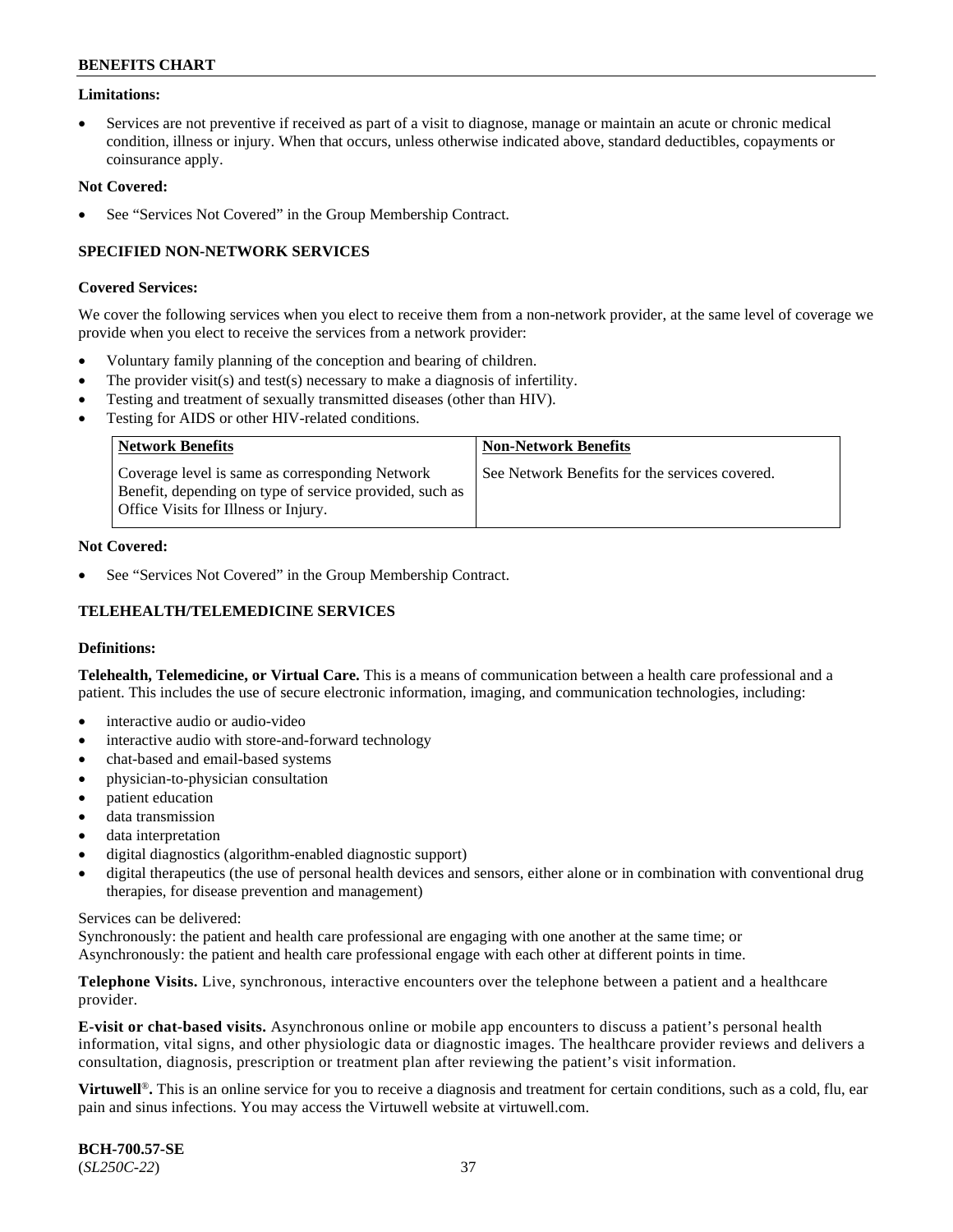**Limitations:**

- Services are not preventive if received as part of a visit to diagnose, manage or maintain an acute or chronic medical condition, illness or injury. When that occurs, unless otherwise indicated above, standard deductibles, copayments or coinsurance apply.

**Not Covered:**

- See "Services Not Covered" in the Group Membership Contract.

### SPECIFIED NON-NETWORK SERVICES

**Covered Services:**

We cover the following services when you elect to receive them from a non-network provider, at the same level of coverage we provide when you elect to receive the services from a network provider:

- Voluntary family planning of the conception and bearing of children.
- The provider visit(s) and test(s) necessary to make a diagnosis of infertility.
- Testing and treatment of sexually transmitted diseases (other than HIV).
- Testing for AIDS or other HIV-related conditions.

| Network Benefits | Non-Network Benefits |
|---|---|
| Coverage level is same as corresponding Network Benefit, depending on type of service provided, such as Office Visits for Illness or Injury. | See Network Benefits for the services covered. |

**Not Covered:**

- See "Services Not Covered" in the Group Membership Contract.

### TELEHEALTH/TELEMEDICINE SERVICES

**Definitions:**

**Telehealth, Telemedicine, or Virtual Care.** This is a means of communication between a health care professional and a patient. This includes the use of secure electronic information, imaging, and communication technologies, including:

- interactive audio or audio-video
- interactive audio with store-and-forward technology
- chat-based and email-based systems
- physician-to-physician consultation
- patient education
- data transmission
- data interpretation
- digital diagnostics (algorithm-enabled diagnostic support)
- digital therapeutics (the use of personal health devices and sensors, either alone or in combination with conventional drug therapies, for disease prevention and management)

Services can be delivered:
Synchronously: the patient and health care professional are engaging with one another at the same time; or
Asynchronously: the patient and health care professional engage with each other at different points in time.

**Telephone Visits.** Live, synchronous, interactive encounters over the telephone between a patient and a healthcare provider.

**E-visit or chat-based visits.** Asynchronous online or mobile app encounters to discuss a patient's personal health information, vital signs, and other physiologic data or diagnostic images. The healthcare provider reviews and delivers a consultation, diagnosis, prescription or treatment plan after reviewing the patient's visit information.

**Virtuwell®.** This is an online service for you to receive a diagnosis and treatment for certain conditions, such as a cold, flu, ear pain and sinus infections. You may access the Virtuwell website at virtuwell.com.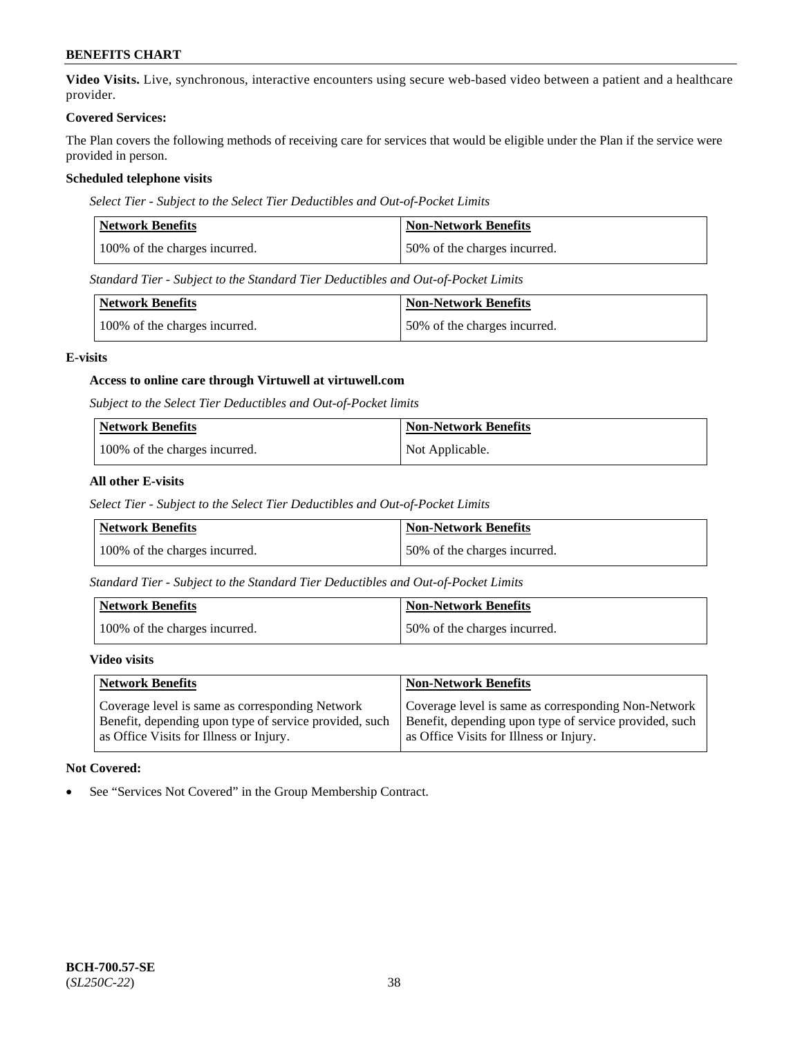**Video Visits.** Live, synchronous, interactive encounters using secure web-based video between a patient and a healthcare provider.

**Covered Services:**

The Plan covers the following methods of receiving care for services that would be eligible under the Plan if the service were provided in person.

**Scheduled telephone visits**

*Select Tier - Subject to the Select Tier Deductibles and Out-of-Pocket Limits*

| Network Benefits | Non-Network Benefits |
|---|---|
| 100% of the charges incurred. | 50% of the charges incurred. |

*Standard Tier - Subject to the Standard Tier Deductibles and Out-of-Pocket Limits*

| Network Benefits | Non-Network Benefits |
|---|---|
| 100% of the charges incurred. | 50% of the charges incurred. |

**E-visits**

**Access to online care through Virtuwell at virtuwell.com**

*Subject to the Select Tier Deductibles and Out-of-Pocket limits*

| Network Benefits | Non-Network Benefits |
|---|---|
| 100% of the charges incurred. | Not Applicable. |

**All other E-visits**

*Select Tier - Subject to the Select Tier Deductibles and Out-of-Pocket Limits*

| Network Benefits | Non-Network Benefits |
|---|---|
| 100% of the charges incurred. | 50% of the charges incurred. |

*Standard Tier - Subject to the Standard Tier Deductibles and Out-of-Pocket Limits*

| Network Benefits | Non-Network Benefits |
|---|---|
| 100% of the charges incurred. | 50% of the charges incurred. |

**Video visits**

| Network Benefits | Non-Network Benefits |
|---|---|
| Coverage level is same as corresponding Network Benefit, depending upon type of service provided, such as Office Visits for Illness or Injury. | Coverage level is same as corresponding Non-Network Benefit, depending upon type of service provided, such as Office Visits for Illness or Injury. |

**Not Covered:**

- See "Services Not Covered" in the Group Membership Contract.

**BCH-700.57-SE**
(*SL250C-22*)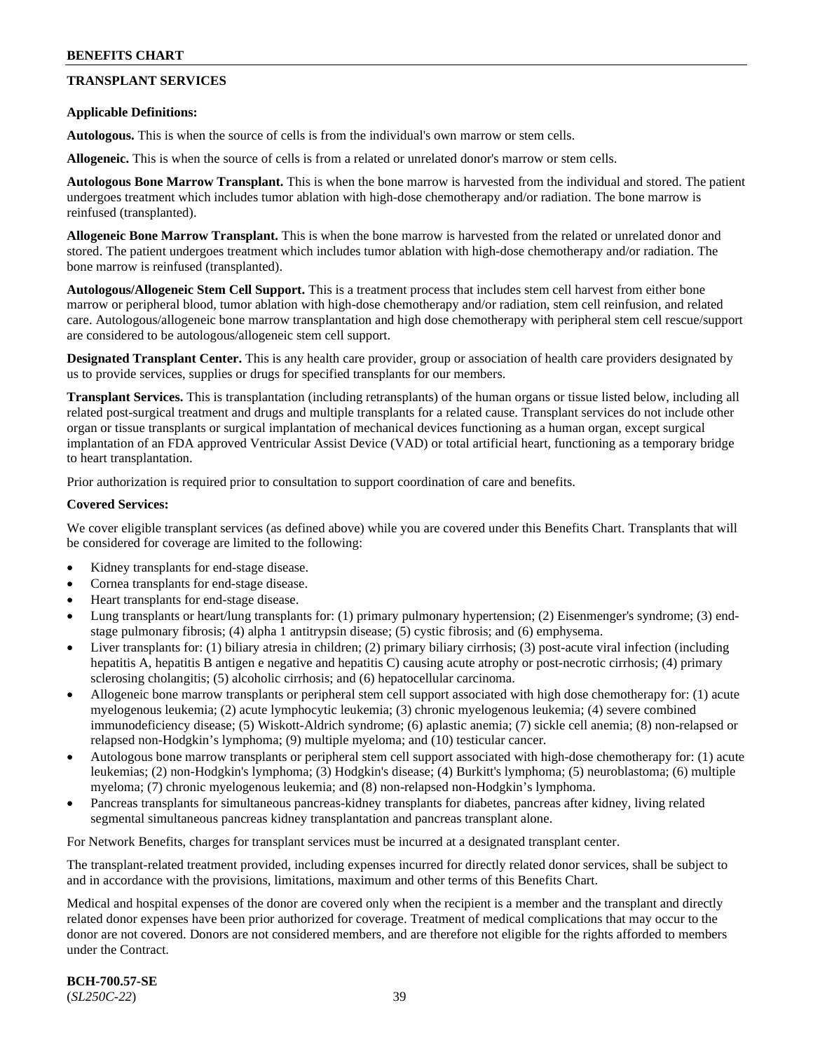## TRANSPLANT SERVICES

**Applicable Definitions:**

**Autologous.** This is when the source of cells is from the individual's own marrow or stem cells.

**Allogeneic.** This is when the source of cells is from a related or unrelated donor's marrow or stem cells.

**Autologous Bone Marrow Transplant.** This is when the bone marrow is harvested from the individual and stored. The patient undergoes treatment which includes tumor ablation with high-dose chemotherapy and/or radiation. The bone marrow is reinfused (transplanted).

**Allogeneic Bone Marrow Transplant.** This is when the bone marrow is harvested from the related or unrelated donor and stored. The patient undergoes treatment which includes tumor ablation with high-dose chemotherapy and/or radiation. The bone marrow is reinfused (transplanted).

**Autologous/Allogeneic Stem Cell Support.** This is a treatment process that includes stem cell harvest from either bone marrow or peripheral blood, tumor ablation with high-dose chemotherapy and/or radiation, stem cell reinfusion, and related care. Autologous/allogeneic bone marrow transplantation and high dose chemotherapy with peripheral stem cell rescue/support are considered to be autologous/allogeneic stem cell support.

**Designated Transplant Center.** This is any health care provider, group or association of health care providers designated by us to provide services, supplies or drugs for specified transplants for our members.

**Transplant Services.** This is transplantation (including retransplants) of the human organs or tissue listed below, including all related post-surgical treatment and drugs and multiple transplants for a related cause. Transplant services do not include other organ or tissue transplants or surgical implantation of mechanical devices functioning as a human organ, except surgical implantation of an FDA approved Ventricular Assist Device (VAD) or total artificial heart, functioning as a temporary bridge to heart transplantation.

Prior authorization is required prior to consultation to support coordination of care and benefits.

**Covered Services:**

We cover eligible transplant services (as defined above) while you are covered under this Benefits Chart. Transplants that will be considered for coverage are limited to the following:

- Kidney transplants for end-stage disease.
- Cornea transplants for end-stage disease.
- Heart transplants for end-stage disease.
- Lung transplants or heart/lung transplants for: (1) primary pulmonary hypertension; (2) Eisenmenger's syndrome; (3) end-stage pulmonary fibrosis; (4) alpha 1 antitrypsin disease; (5) cystic fibrosis; and (6) emphysema.
- Liver transplants for: (1) biliary atresia in children; (2) primary biliary cirrhosis; (3) post-acute viral infection (including hepatitis A, hepatitis B antigen e negative and hepatitis C) causing acute atrophy or post-necrotic cirrhosis; (4) primary sclerosing cholangitis; (5) alcoholic cirrhosis; and (6) hepatocellular carcinoma.
- Allogeneic bone marrow transplants or peripheral stem cell support associated with high dose chemotherapy for: (1) acute myelogenous leukemia; (2) acute lymphocytic leukemia; (3) chronic myelogenous leukemia; (4) severe combined immunodeficiency disease; (5) Wiskott-Aldrich syndrome; (6) aplastic anemia; (7) sickle cell anemia; (8) non-relapsed or relapsed non-Hodgkin's lymphoma; (9) multiple myeloma; and (10) testicular cancer.
- Autologous bone marrow transplants or peripheral stem cell support associated with high-dose chemotherapy for: (1) acute leukemias; (2) non-Hodgkin's lymphoma; (3) Hodgkin's disease; (4) Burkitt's lymphoma; (5) neuroblastoma; (6) multiple myeloma; (7) chronic myelogenous leukemia; and (8) non-relapsed non-Hodgkin's lymphoma.
- Pancreas transplants for simultaneous pancreas-kidney transplants for diabetes, pancreas after kidney, living related segmental simultaneous pancreas kidney transplantation and pancreas transplant alone.

For Network Benefits, charges for transplant services must be incurred at a designated transplant center.

The transplant-related treatment provided, including expenses incurred for directly related donor services, shall be subject to and in accordance with the provisions, limitations, maximum and other terms of this Benefits Chart.

Medical and hospital expenses of the donor are covered only when the recipient is a member and the transplant and directly related donor expenses have been prior authorized for coverage. Treatment of medical complications that may occur to the donor are not covered. Donors are not considered members, and are therefore not eligible for the rights afforded to members under the Contract.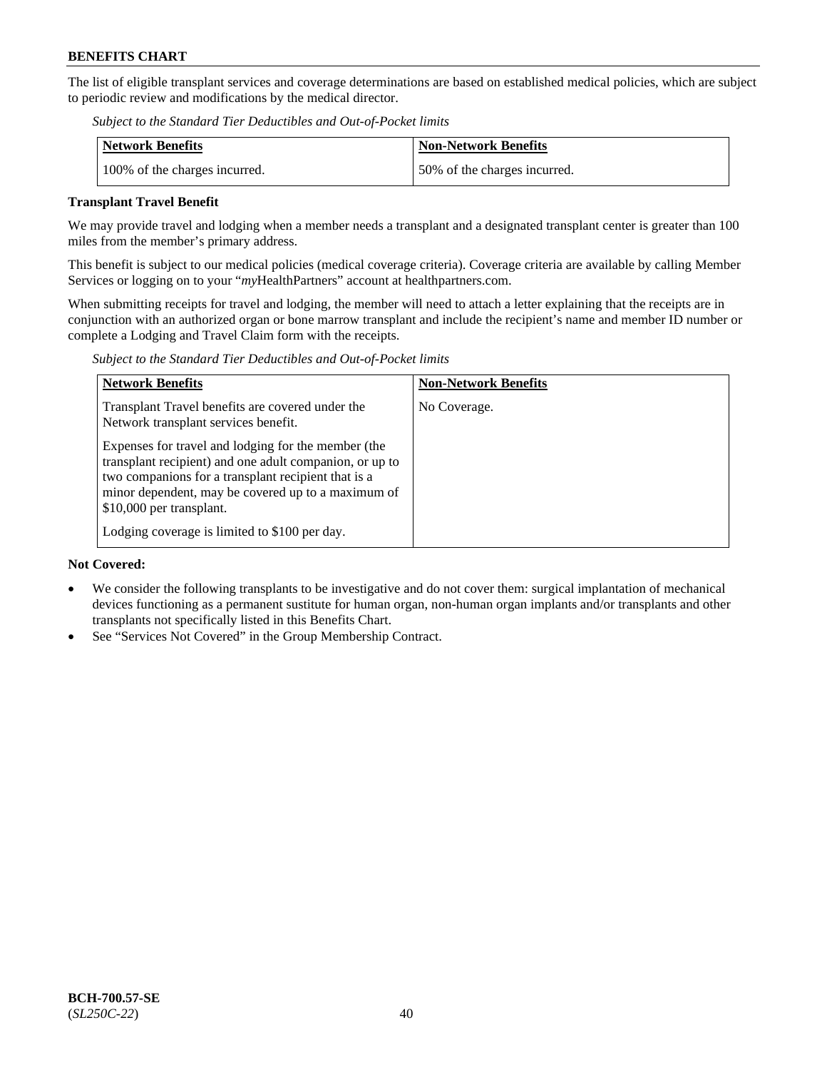The list of eligible transplant services and coverage determinations are based on established medical policies, which are subject to periodic review and modifications by the medical director.

*Subject to the Standard Tier Deductibles and Out-of-Pocket limits*

| Network Benefits | Non-Network Benefits |
| --- | --- |
| 100% of the charges incurred. | 50% of the charges incurred. |

**Transplant Travel Benefit**

We may provide travel and lodging when a member needs a transplant and a designated transplant center is greater than 100 miles from the member's primary address.

This benefit is subject to our medical policies (medical coverage criteria). Coverage criteria are available by calling Member Services or logging on to your "*my*HealthPartners" account at healthpartners.com.

When submitting receipts for travel and lodging, the member will need to attach a letter explaining that the receipts are in conjunction with an authorized organ or bone marrow transplant and include the recipient's name and member ID number or complete a Lodging and Travel Claim form with the receipts.

*Subject to the Standard Tier Deductibles and Out-of-Pocket limits*

| Network Benefits | Non-Network Benefits |
| --- | --- |
| Transplant Travel benefits are covered under the Network transplant services benefit.<br><br>Expenses for travel and lodging for the member (the transplant recipient) and one adult companion, or up to two companions for a transplant recipient that is a minor dependent, may be covered up to a maximum of $10,000 per transplant.<br><br>Lodging coverage is limited to $100 per day. | No Coverage. |

**Not Covered:**

- We consider the following transplants to be investigative and do not cover them: surgical implantation of mechanical devices functioning as a permanent sustitute for human organ, non-human organ implants and/or transplants and other transplants not specifically listed in this Benefits Chart.
- See "Services Not Covered" in the Group Membership Contract.

**BCH-700.57-SE**
(*SL250C-22*)